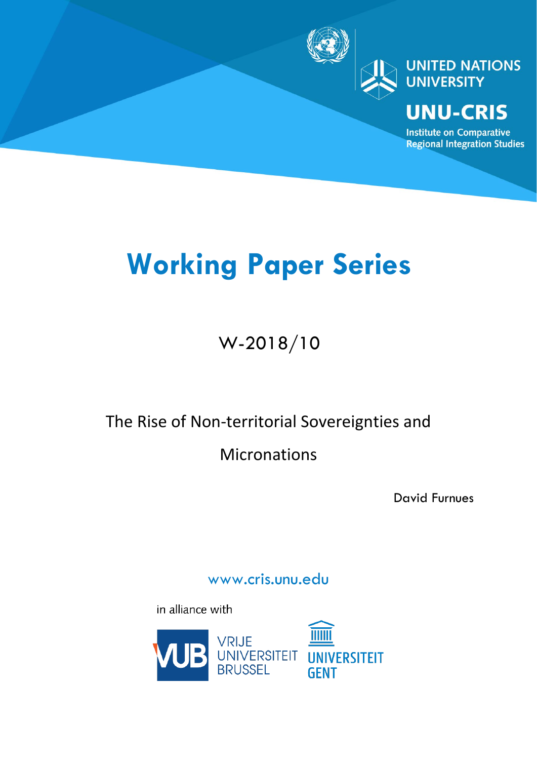UNITED NATIONS UNIVERSITY

UNU-CRIS

Institute on Comparative Regional Integration Studies

# Working Paper Series

W-2018/10

## The Rise of Non-territorial Sovereignties and Micronations

David Furnues

www.cris.unu.edu

in alliance with

VRIJE UNIVERSITEIT BRUSSEL

UNIVERSITEIT GENT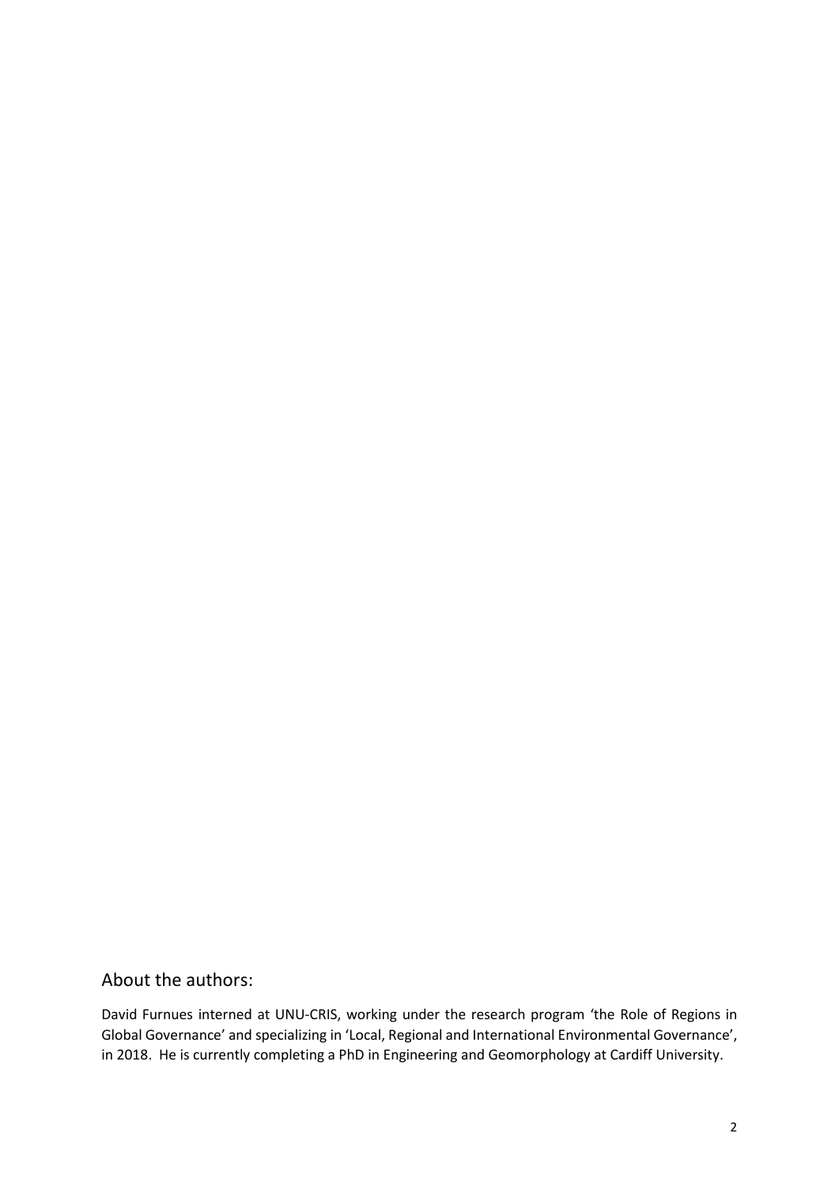## About the authors:

David Furnues interned at UNU-CRIS, working under the research program 'the Role of Regions in Global Governance' and specializing in 'Local, Regional and International Environmental Governance', in 2018. He is currently completing a PhD in Engineering and Geomorphology at Cardiff University.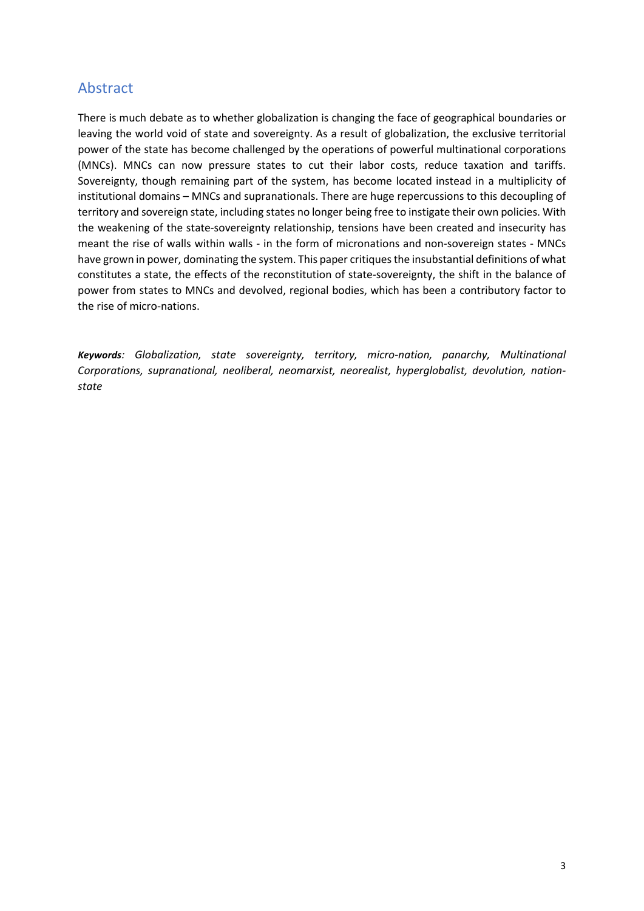## Abstract

There is much debate as to whether globalization is changing the face of geographical boundaries or leaving the world void of state and sovereignty. As a result of globalization, the exclusive territorial power of the state has become challenged by the operations of powerful multinational corporations (MNCs). MNCs can now pressure states to cut their labor costs, reduce taxation and tariffs. Sovereignty, though remaining part of the system, has become located instead in a multiplicity of institutional domains – MNCs and supranationals. There are huge repercussions to this decoupling of territory and sovereign state, including states no longer being free to instigate their own policies. With the weakening of the state-sovereignty relationship, tensions have been created and insecurity has meant the rise of walls within walls - in the form of micronations and non-sovereign states - MNCs have grown in power, dominating the system. This paper critiques the insubstantial definitions of what constitutes a state, the effects of the reconstitution of state-sovereignty, the shift in the balance of power from states to MNCs and devolved, regional bodies, which has been a contributory factor to the rise of micro-nations.

***Keywords**: Globalization, state sovereignty, territory, micro-nation, panarchy, Multinational Corporations, supranational, neoliberal, neomarxist, neorealist, hyperglobalist, devolution, nation-state*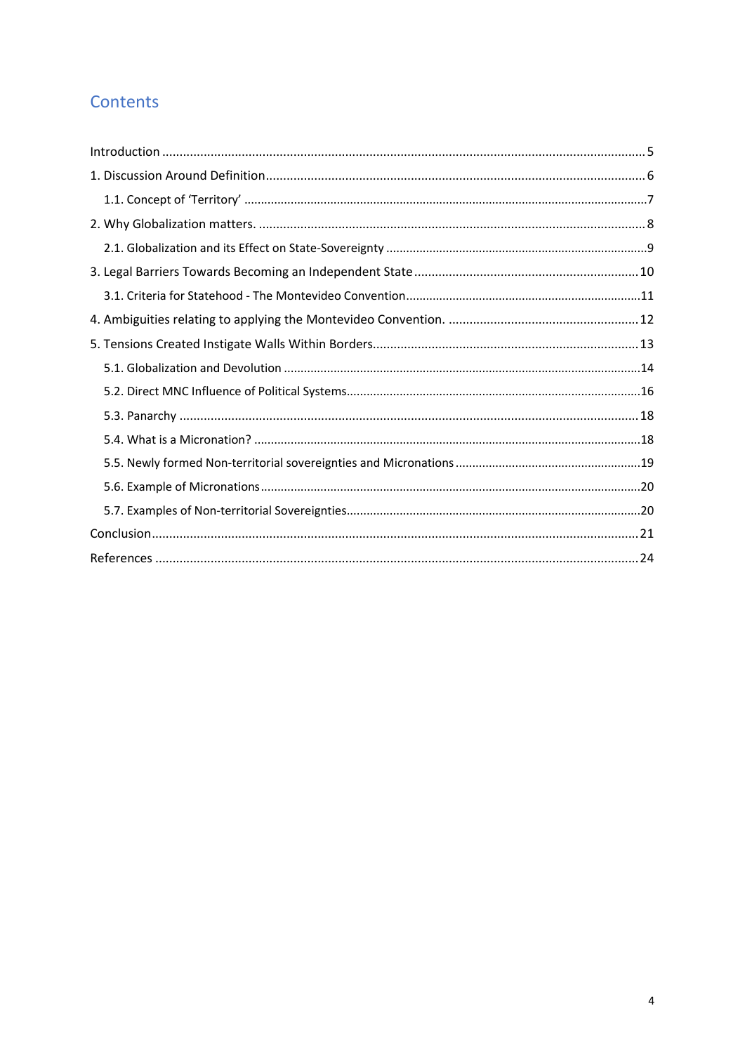# Contents

- Introduction ..... 5
- 1. Discussion Around Definition ..... 6
  - 1.1. Concept of 'Territory' ..... 7
- 2. Why Globalization matters. ..... 8
  - 2.1. Globalization and its Effect on State-Sovereignty ..... 9
- 3. Legal Barriers Towards Becoming an Independent State ..... 10
  - 3.1. Criteria for Statehood - The Montevideo Convention ..... 11
- 4. Ambiguities relating to applying the Montevideo Convention. ..... 12
- 5. Tensions Created Instigate Walls Within Borders ..... 13
  - 5.1. Globalization and Devolution ..... 14
  - 5.2. Direct MNC Influence of Political Systems ..... 16
  - 5.3. Panarchy ..... 18
  - 5.4. What is a Micronation? ..... 18
  - 5.5. Newly formed Non-territorial sovereignties and Micronations ..... 19
  - 5.6. Example of Micronations ..... 20
  - 5.7. Examples of Non-territorial Sovereignties ..... 20
- Conclusion ..... 21
- References ..... 24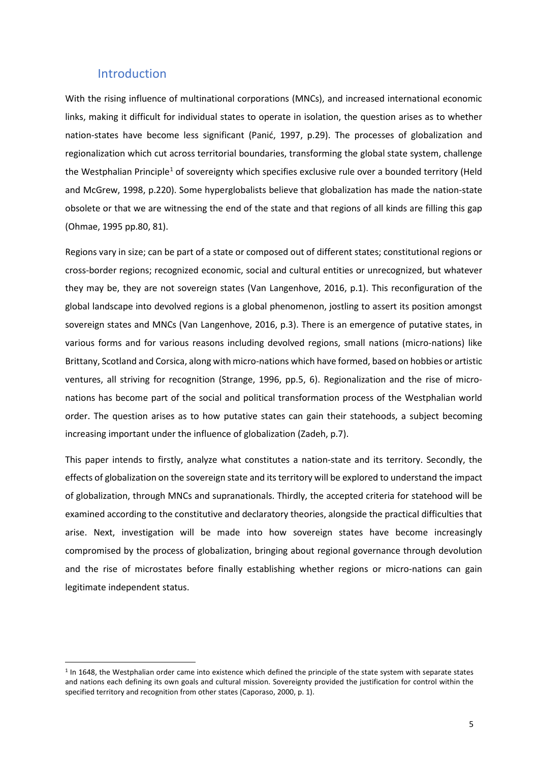## Introduction

With the rising influence of multinational corporations (MNCs), and increased international economic links, making it difficult for individual states to operate in isolation, the question arises as to whether nation-states have become less significant (Panić, 1997, p.29). The processes of globalization and regionalization which cut across territorial boundaries, transforming the global state system, challenge the Westphalian Principle[1] of sovereignty which specifies exclusive rule over a bounded territory (Held and McGrew, 1998, p.220). Some hyperglobalists believe that globalization has made the nation-state obsolete or that we are witnessing the end of the state and that regions of all kinds are filling this gap (Ohmae, 1995 pp.80, 81).

Regions vary in size; can be part of a state or composed out of different states; constitutional regions or cross-border regions; recognized economic, social and cultural entities or unrecognized, but whatever they may be, they are not sovereign states (Van Langenhove, 2016, p.1). This reconfiguration of the global landscape into devolved regions is a global phenomenon, jostling to assert its position amongst sovereign states and MNCs (Van Langenhove, 2016, p.3). There is an emergence of putative states, in various forms and for various reasons including devolved regions, small nations (micro-nations) like Brittany, Scotland and Corsica, along with micro-nations which have formed, based on hobbies or artistic ventures, all striving for recognition (Strange, 1996, pp.5, 6). Regionalization and the rise of micro-nations has become part of the social and political transformation process of the Westphalian world order. The question arises as to how putative states can gain their statehoods, a subject becoming increasing important under the influence of globalization (Zadeh, p.7).

This paper intends to firstly, analyze what constitutes a nation-state and its territory. Secondly, the effects of globalization on the sovereign state and its territory will be explored to understand the impact of globalization, through MNCs and supranationals. Thirdly, the accepted criteria for statehood will be examined according to the constitutive and declaratory theories, alongside the practical difficulties that arise. Next, investigation will be made into how sovereign states have become increasingly compromised by the process of globalization, bringing about regional governance through devolution and the rise of microstates before finally establishing whether regions or micro-nations can gain legitimate independent status.

---

[1] In 1648, the Westphalian order came into existence which defined the principle of the state system with separate states and nations each defining its own goals and cultural mission. Sovereignty provided the justification for control within the specified territory and recognition from other states (Caporaso, 2000, p. 1).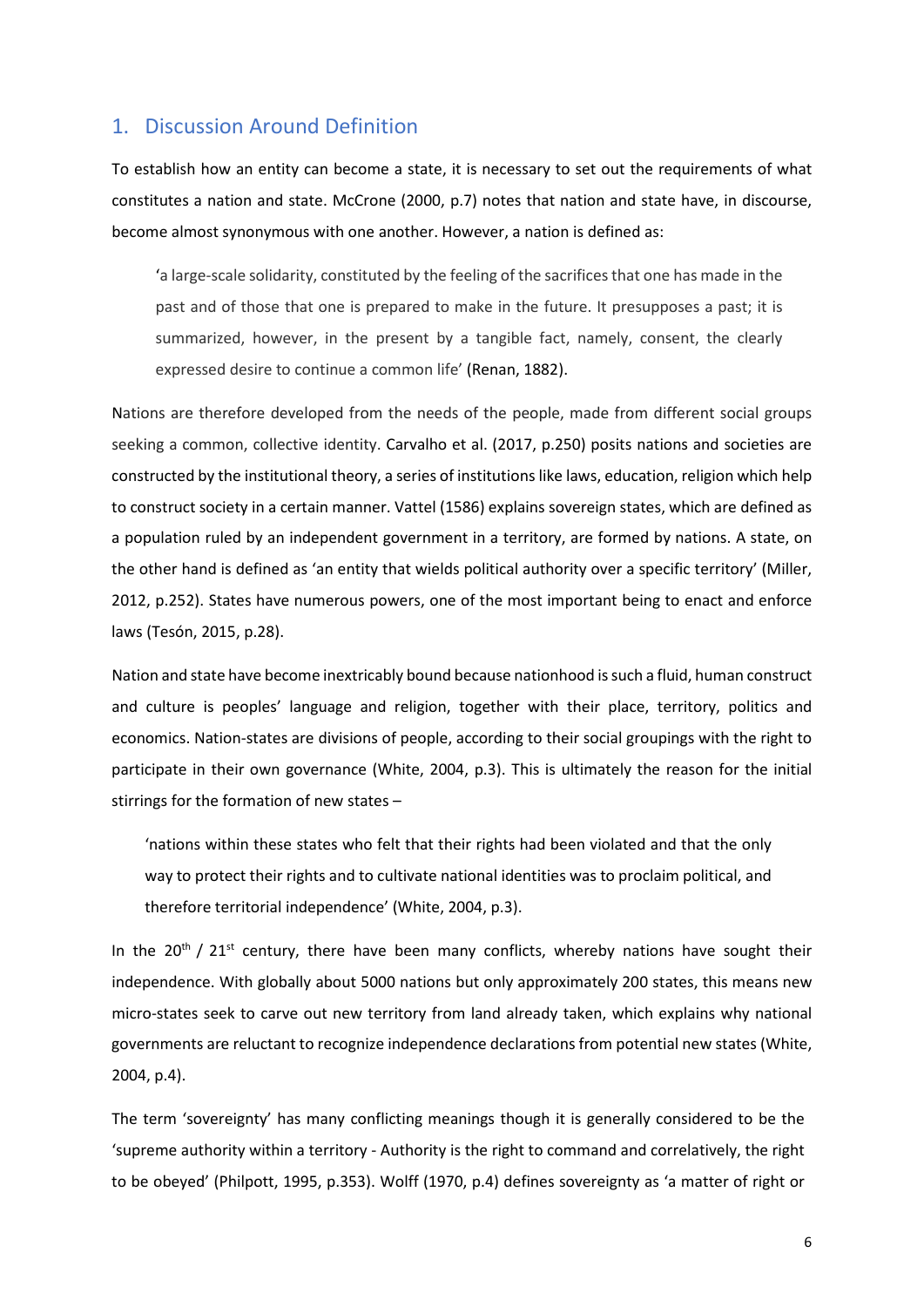## 1. Discussion Around Definition

To establish how an entity can become a state, it is necessary to set out the requirements of what constitutes a nation and state. McCrone (2000, p.7) notes that nation and state have, in discourse, become almost synonymous with one another. However, a nation is defined as:

> 'a large-scale solidarity, constituted by the feeling of the sacrifices that one has made in the past and of those that one is prepared to make in the future. It presupposes a past; it is summarized, however, in the present by a tangible fact, namely, consent, the clearly expressed desire to continue a common life' (Renan, 1882).

Nations are therefore developed from the needs of the people, made from different social groups seeking a common, collective identity. Carvalho et al. (2017, p.250) posits nations and societies are constructed by the institutional theory, a series of institutions like laws, education, religion which help to construct society in a certain manner. Vattel (1586) explains sovereign states, which are defined as a population ruled by an independent government in a territory, are formed by nations. A state, on the other hand is defined as 'an entity that wields political authority over a specific territory' (Miller, 2012, p.252). States have numerous powers, one of the most important being to enact and enforce laws (Tesón, 2015, p.28).

Nation and state have become inextricably bound because nationhood is such a fluid, human construct and culture is peoples' language and religion, together with their place, territory, politics and economics. Nation-states are divisions of people, according to their social groupings with the right to participate in their own governance (White, 2004, p.3). This is ultimately the reason for the initial stirrings for the formation of new states –

> 'nations within these states who felt that their rights had been violated and that the only way to protect their rights and to cultivate national identities was to proclaim political, and therefore territorial independence' (White, 2004, p.3).

In the 20th / 21st century, there have been many conflicts, whereby nations have sought their independence. With globally about 5000 nations but only approximately 200 states, this means new micro-states seek to carve out new territory from land already taken, which explains why national governments are reluctant to recognize independence declarations from potential new states (White, 2004, p.4).

The term 'sovereignty' has many conflicting meanings though it is generally considered to be the 'supreme authority within a territory - Authority is the right to command and correlatively, the right to be obeyed' (Philpott, 1995, p.353). Wolff (1970, p.4) defines sovereignty as 'a matter of right or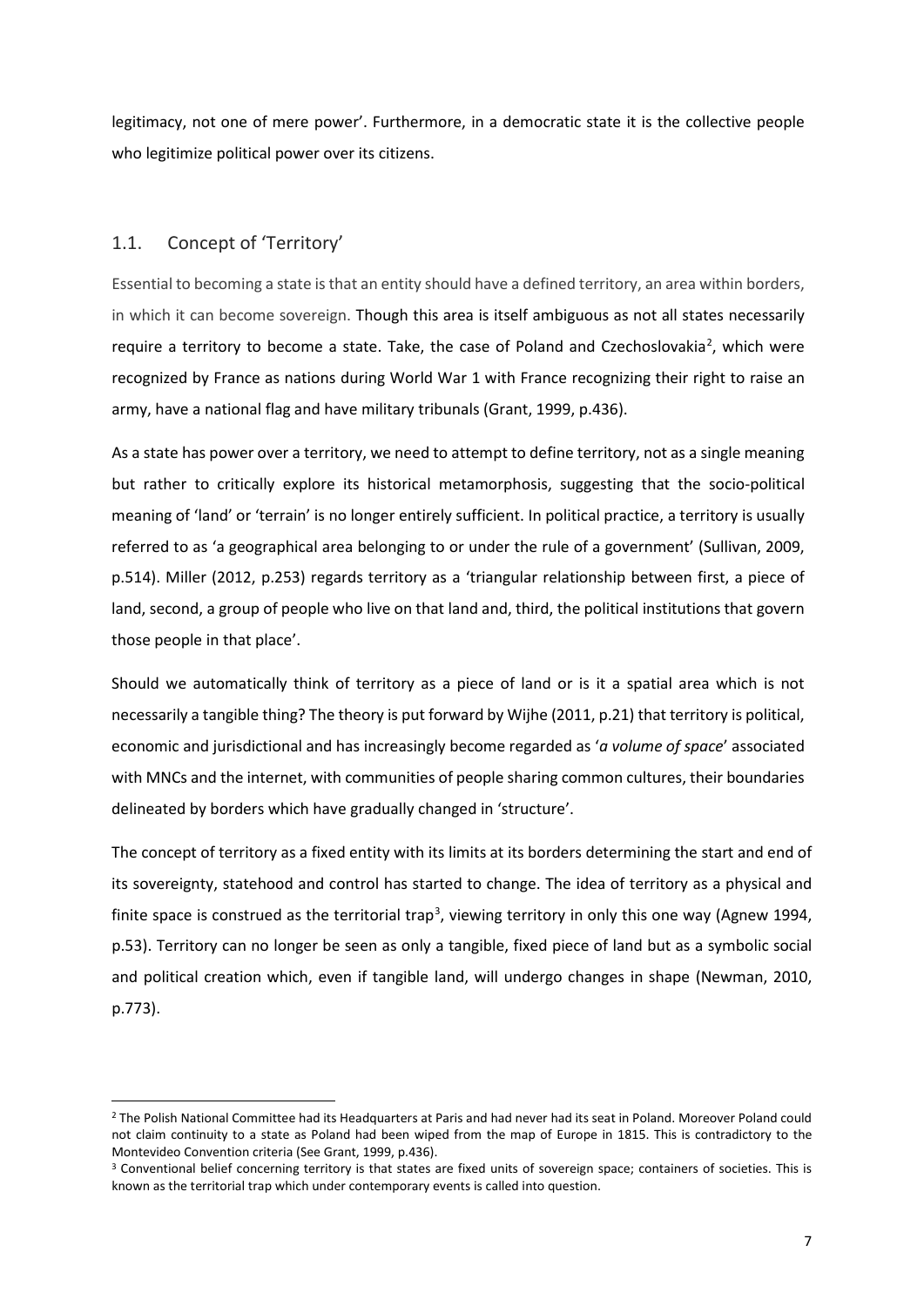legitimacy, not one of mere power'. Furthermore, in a democratic state it is the collective people who legitimize political power over its citizens.

## 1.1. Concept of 'Territory'

Essential to becoming a state is that an entity should have a defined territory, an area within borders, in which it can become sovereign. Though this area is itself ambiguous as not all states necessarily require a territory to become a state. Take, the case of Poland and Czechoslovakia[2], which were recognized by France as nations during World War 1 with France recognizing their right to raise an army, have a national flag and have military tribunals (Grant, 1999, p.436).

As a state has power over a territory, we need to attempt to define territory, not as a single meaning but rather to critically explore its historical metamorphosis, suggesting that the socio-political meaning of 'land' or 'terrain' is no longer entirely sufficient. In political practice, a territory is usually referred to as 'a geographical area belonging to or under the rule of a government' (Sullivan, 2009, p.514). Miller (2012, p.253) regards territory as a 'triangular relationship between first, a piece of land, second, a group of people who live on that land and, third, the political institutions that govern those people in that place'.

Should we automatically think of territory as a piece of land or is it a spatial area which is not necessarily a tangible thing? The theory is put forward by Wijhe (2011, p.21) that territory is political, economic and jurisdictional and has increasingly become regarded as '*a volume of space*' associated with MNCs and the internet, with communities of people sharing common cultures, their boundaries delineated by borders which have gradually changed in 'structure'.

The concept of territory as a fixed entity with its limits at its borders determining the start and end of its sovereignty, statehood and control has started to change. The idea of territory as a physical and finite space is construed as the territorial trap[3], viewing territory in only this one way (Agnew 1994, p.53). Territory can no longer be seen as only a tangible, fixed piece of land but as a symbolic social and political creation which, even if tangible land, will undergo changes in shape (Newman, 2010, p.773).

---

[2] The Polish National Committee had its Headquarters at Paris and had never had its seat in Poland. Moreover Poland could not claim continuity to a state as Poland had been wiped from the map of Europe in 1815. This is contradictory to the Montevideo Convention criteria (See Grant, 1999, p.436).

[3] Conventional belief concerning territory is that states are fixed units of sovereign space; containers of societies. This is known as the territorial trap which under contemporary events is called into question.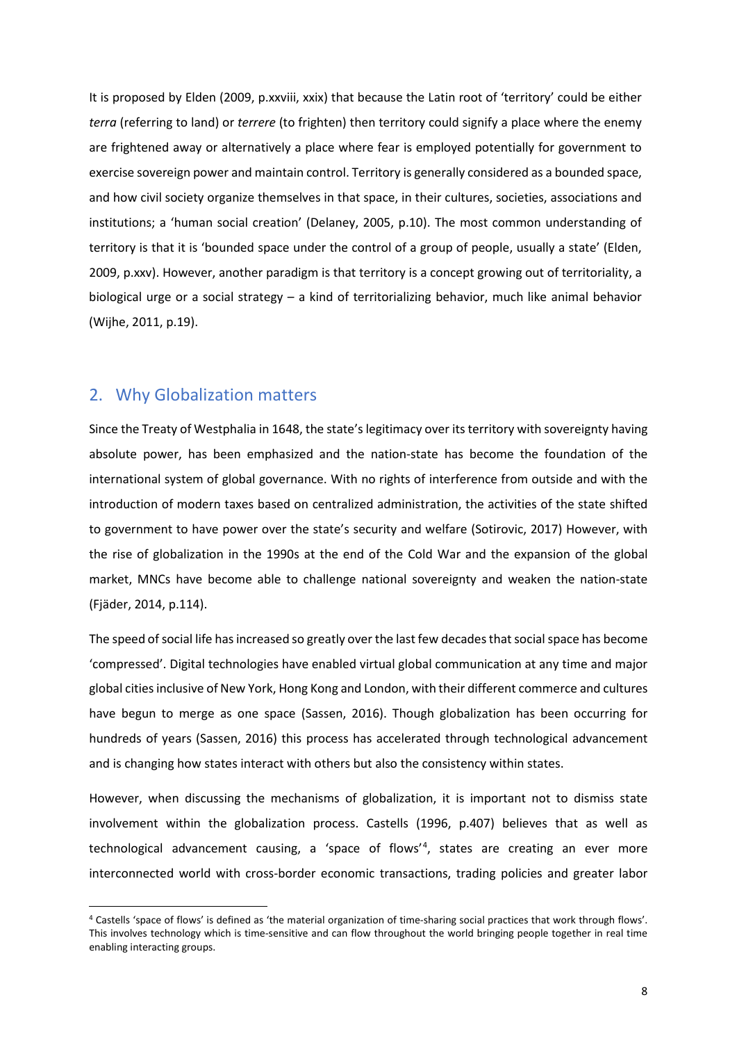It is proposed by Elden (2009, p.xxviii, xxix) that because the Latin root of 'territory' could be either *terra* (referring to land) or *terrere* (to frighten) then territory could signify a place where the enemy are frightened away or alternatively a place where fear is employed potentially for government to exercise sovereign power and maintain control. Territory is generally considered as a bounded space, and how civil society organize themselves in that space, in their cultures, societies, associations and institutions; a 'human social creation' (Delaney, 2005, p.10). The most common understanding of territory is that it is 'bounded space under the control of a group of people, usually a state' (Elden, 2009, p.xxv). However, another paradigm is that territory is a concept growing out of territoriality, a biological urge or a social strategy – a kind of territorializing behavior, much like animal behavior (Wijhe, 2011, p.19).

## 2. Why Globalization matters

Since the Treaty of Westphalia in 1648, the state's legitimacy over its territory with sovereignty having absolute power, has been emphasized and the nation-state has become the foundation of the international system of global governance. With no rights of interference from outside and with the introduction of modern taxes based on centralized administration, the activities of the state shifted to government to have power over the state's security and welfare (Sotirovic, 2017) However, with the rise of globalization in the 1990s at the end of the Cold War and the expansion of the global market, MNCs have become able to challenge national sovereignty and weaken the nation-state (Fjäder, 2014, p.114).

The speed of social life has increased so greatly over the last few decades that social space has become 'compressed'. Digital technologies have enabled virtual global communication at any time and major global cities inclusive of New York, Hong Kong and London, with their different commerce and cultures have begun to merge as one space (Sassen, 2016). Though globalization has been occurring for hundreds of years (Sassen, 2016) this process has accelerated through technological advancement and is changing how states interact with others but also the consistency within states.

However, when discussing the mechanisms of globalization, it is important not to dismiss state involvement within the globalization process. Castells (1996, p.407) believes that as well as technological advancement causing, a 'space of flows'[4], states are creating an ever more interconnected world with cross-border economic transactions, trading policies and greater labor

[4] Castells 'space of flows' is defined as 'the material organization of time-sharing social practices that work through flows'. This involves technology which is time-sensitive and can flow throughout the world bringing people together in real time enabling interacting groups.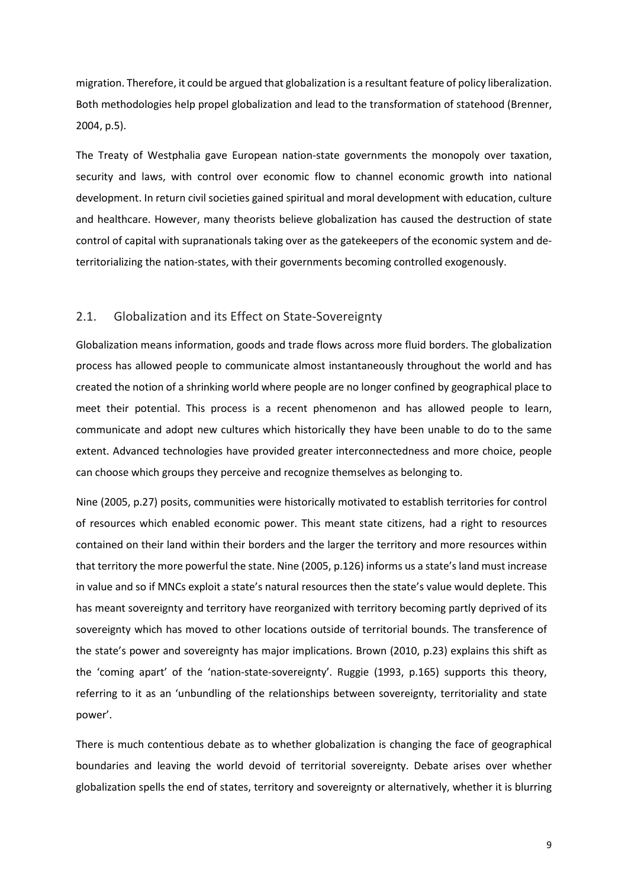migration. Therefore, it could be argued that globalization is a resultant feature of policy liberalization. Both methodologies help propel globalization and lead to the transformation of statehood (Brenner, 2004, p.5).

The Treaty of Westphalia gave European nation-state governments the monopoly over taxation, security and laws, with control over economic flow to channel economic growth into national development. In return civil societies gained spiritual and moral development with education, culture and healthcare. However, many theorists believe globalization has caused the destruction of state control of capital with supranationals taking over as the gatekeepers of the economic system and de-territorializing the nation-states, with their governments becoming controlled exogenously.

## 2.1. Globalization and its Effect on State-Sovereignty

Globalization means information, goods and trade flows across more fluid borders. The globalization process has allowed people to communicate almost instantaneously throughout the world and has created the notion of a shrinking world where people are no longer confined by geographical place to meet their potential. This process is a recent phenomenon and has allowed people to learn, communicate and adopt new cultures which historically they have been unable to do to the same extent. Advanced technologies have provided greater interconnectedness and more choice, people can choose which groups they perceive and recognize themselves as belonging to.

Nine (2005, p.27) posits, communities were historically motivated to establish territories for control of resources which enabled economic power. This meant state citizens, had a right to resources contained on their land within their borders and the larger the territory and more resources within that territory the more powerful the state. Nine (2005, p.126) informs us a state's land must increase in value and so if MNCs exploit a state's natural resources then the state's value would deplete. This has meant sovereignty and territory have reorganized with territory becoming partly deprived of its sovereignty which has moved to other locations outside of territorial bounds. The transference of the state's power and sovereignty has major implications. Brown (2010, p.23) explains this shift as the 'coming apart' of the 'nation-state-sovereignty'. Ruggie (1993, p.165) supports this theory, referring to it as an 'unbundling of the relationships between sovereignty, territoriality and state power'.

There is much contentious debate as to whether globalization is changing the face of geographical boundaries and leaving the world devoid of territorial sovereignty. Debate arises over whether globalization spells the end of states, territory and sovereignty or alternatively, whether it is blurring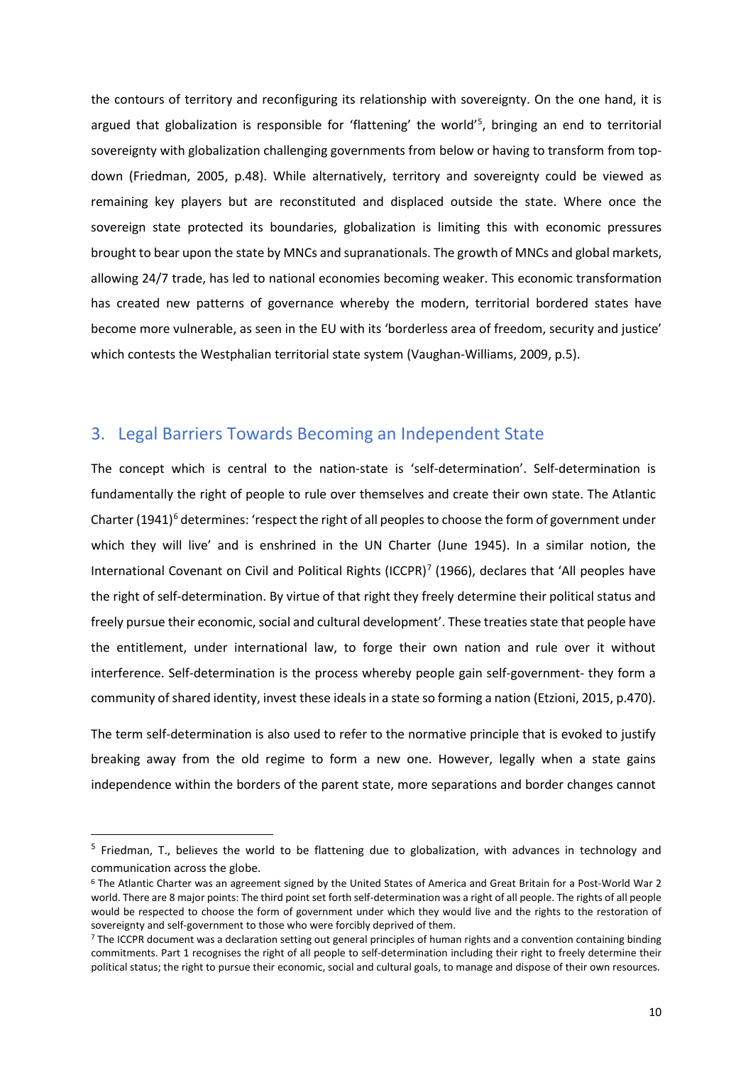the contours of territory and reconfiguring its relationship with sovereignty. On the one hand, it is argued that globalization is responsible for 'flattening' the world'[5], bringing an end to territorial sovereignty with globalization challenging governments from below or having to transform from top-down (Friedman, 2005, p.48). While alternatively, territory and sovereignty could be viewed as remaining key players but are reconstituted and displaced outside the state. Where once the sovereign state protected its boundaries, globalization is limiting this with economic pressures brought to bear upon the state by MNCs and supranationals. The growth of MNCs and global markets, allowing 24/7 trade, has led to national economies becoming weaker. This economic transformation has created new patterns of governance whereby the modern, territorial bordered states have become more vulnerable, as seen in the EU with its 'borderless area of freedom, security and justice' which contests the Westphalian territorial state system (Vaughan-Williams, 2009, p.5).

## 3. Legal Barriers Towards Becoming an Independent State

The concept which is central to the nation-state is 'self-determination'. Self-determination is fundamentally the right of people to rule over themselves and create their own state. The Atlantic Charter (1941)[6] determines: 'respect the right of all peoples to choose the form of government under which they will live' and is enshrined in the UN Charter (June 1945). In a similar notion, the International Covenant on Civil and Political Rights (ICCPR)[7] (1966), declares that 'All peoples have the right of self-determination. By virtue of that right they freely determine their political status and freely pursue their economic, social and cultural development'. These treaties state that people have the entitlement, under international law, to forge their own nation and rule over it without interference. Self-determination is the process whereby people gain self-government- they form a community of shared identity, invest these ideals in a state so forming a nation (Etzioni, 2015, p.470).

The term self-determination is also used to refer to the normative principle that is evoked to justify breaking away from the old regime to form a new one. However, legally when a state gains independence within the borders of the parent state, more separations and border changes cannot

---

[5] Friedman, T., believes the world to be flattening due to globalization, with advances in technology and communication across the globe.

[6] The Atlantic Charter was an agreement signed by the United States of America and Great Britain for a Post-World War 2 world. There are 8 major points: The third point set forth self-determination was a right of all people. The rights of all people would be respected to choose the form of government under which they would live and the rights to the restoration of sovereignty and self-government to those who were forcibly deprived of them.

[7] The ICCPR document was a declaration setting out general principles of human rights and a convention containing binding commitments. Part 1 recognises the right of all people to self-determination including their right to freely determine their political status; the right to pursue their economic, social and cultural goals, to manage and dispose of their own resources.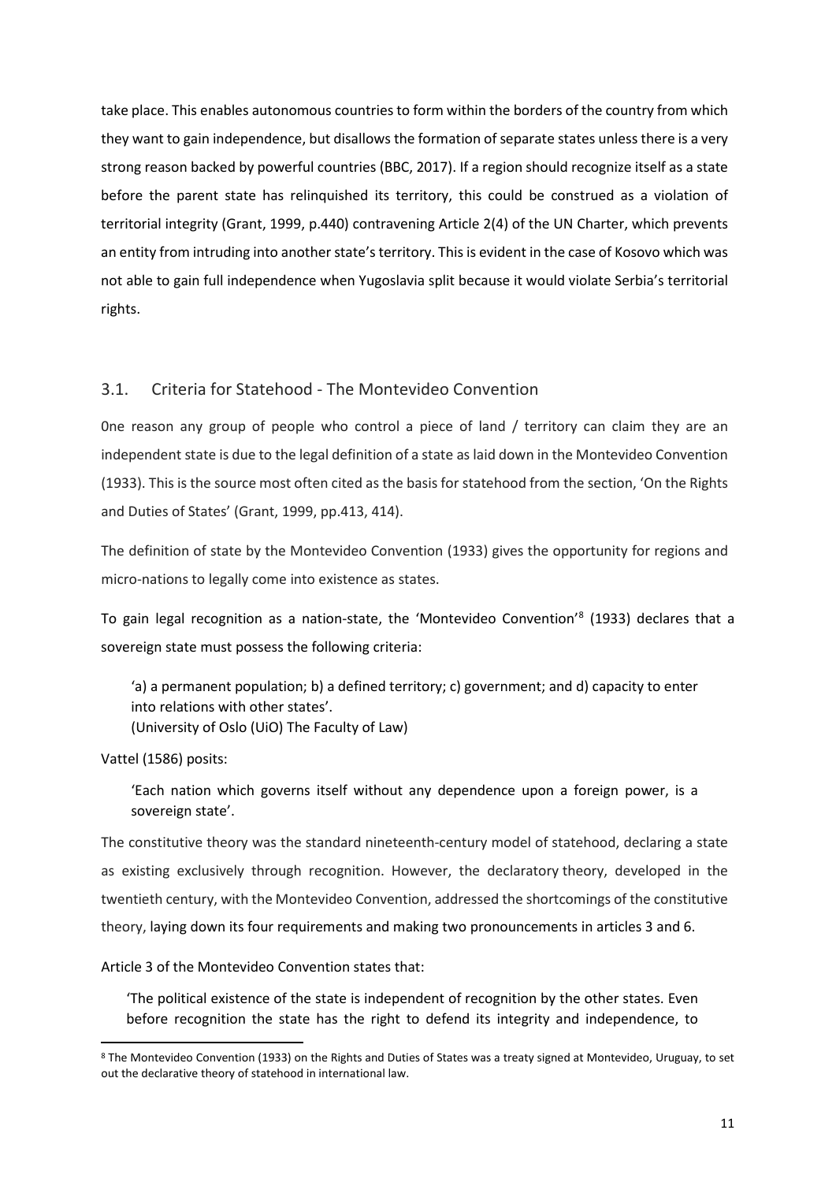take place. This enables autonomous countries to form within the borders of the country from which they want to gain independence, but disallows the formation of separate states unless there is a very strong reason backed by powerful countries (BBC, 2017). If a region should recognize itself as a state before the parent state has relinquished its territory, this could be construed as a violation of territorial integrity (Grant, 1999, p.440) contravening Article 2(4) of the UN Charter, which prevents an entity from intruding into another state's territory. This is evident in the case of Kosovo which was not able to gain full independence when Yugoslavia split because it would violate Serbia's territorial rights.

## 3.1. Criteria for Statehood - The Montevideo Convention

0ne reason any group of people who control a piece of land / territory can claim they are an independent state is due to the legal definition of a state as laid down in the Montevideo Convention (1933). This is the source most often cited as the basis for statehood from the section, 'On the Rights and Duties of States' (Grant, 1999, pp.413, 414).

The definition of state by the Montevideo Convention (1933) gives the opportunity for regions and micro-nations to legally come into existence as states.

To gain legal recognition as a nation-state, the 'Montevideo Convention'[8] (1933) declares that a sovereign state must possess the following criteria:

> 'a) a permanent population; b) a defined territory; c) government; and d) capacity to enter into relations with other states'.
> (University of Oslo (UiO) The Faculty of Law)

Vattel (1586) posits:

> 'Each nation which governs itself without any dependence upon a foreign power, is a sovereign state'.

The constitutive theory was the standard nineteenth-century model of statehood, declaring a state as existing exclusively through recognition. However, the declaratory theory, developed in the twentieth century, with the Montevideo Convention, addressed the shortcomings of the constitutive theory, laying down its four requirements and making two pronouncements in articles 3 and 6.

Article 3 of the Montevideo Convention states that:

> 'The political existence of the state is independent of recognition by the other states. Even before recognition the state has the right to defend its integrity and independence, to

[8] The Montevideo Convention (1933) on the Rights and Duties of States was a treaty signed at Montevideo, Uruguay, to set out the declarative theory of statehood in international law.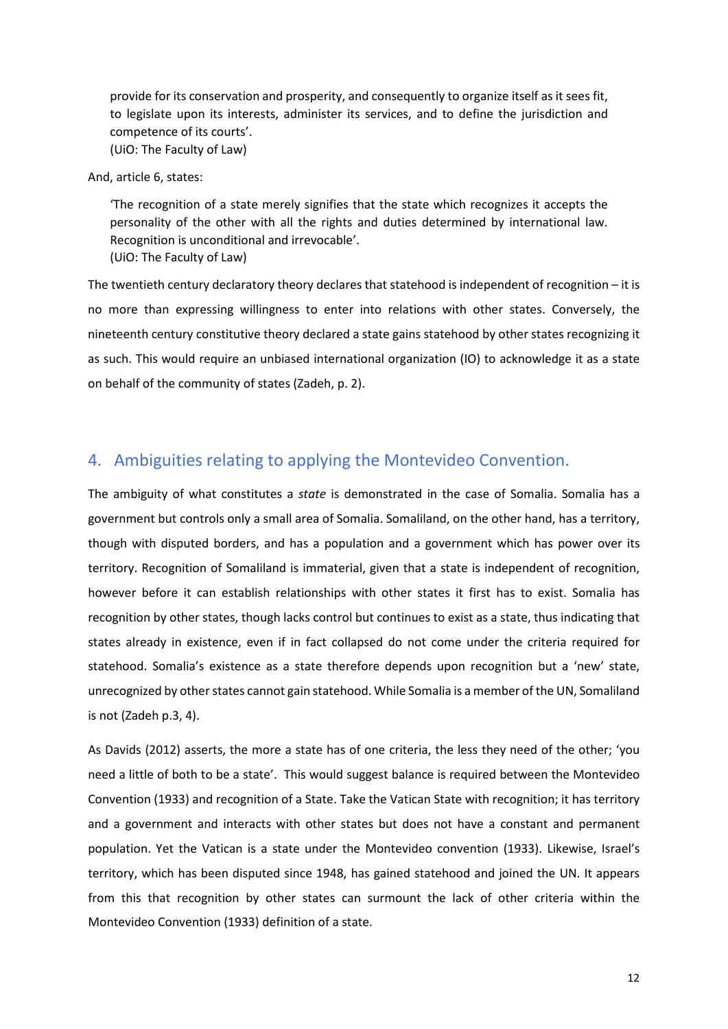> provide for its conservation and prosperity, and consequently to organize itself as it sees fit, to legislate upon its interests, administer its services, and to define the jurisdiction and competence of its courts'.
> (UiO: The Faculty of Law)

And, article 6, states:

> 'The recognition of a state merely signifies that the state which recognizes it accepts the personality of the other with all the rights and duties determined by international law. Recognition is unconditional and irrevocable'.
> (UiO: The Faculty of Law)

The twentieth century declaratory theory declares that statehood is independent of recognition – it is no more than expressing willingness to enter into relations with other states. Conversely, the nineteenth century constitutive theory declared a state gains statehood by other states recognizing it as such. This would require an unbiased international organization (IO) to acknowledge it as a state on behalf of the community of states (Zadeh, p. 2).

## 4. Ambiguities relating to applying the Montevideo Convention.

The ambiguity of what constitutes a *state* is demonstrated in the case of Somalia. Somalia has a government but controls only a small area of Somalia. Somaliland, on the other hand, has a territory, though with disputed borders, and has a population and a government which has power over its territory. Recognition of Somaliland is immaterial, given that a state is independent of recognition, however before it can establish relationships with other states it first has to exist. Somalia has recognition by other states, though lacks control but continues to exist as a state, thus indicating that states already in existence, even if in fact collapsed do not come under the criteria required for statehood. Somalia's existence as a state therefore depends upon recognition but a 'new' state, unrecognized by other states cannot gain statehood. While Somalia is a member of the UN, Somaliland is not (Zadeh p.3, 4).

As Davids (2012) asserts, the more a state has of one criteria, the less they need of the other; 'you need a little of both to be a state'. This would suggest balance is required between the Montevideo Convention (1933) and recognition of a State. Take the Vatican State with recognition; it has territory and a government and interacts with other states but does not have a constant and permanent population. Yet the Vatican is a state under the Montevideo convention (1933). Likewise, Israel's territory, which has been disputed since 1948, has gained statehood and joined the UN. It appears from this that recognition by other states can surmount the lack of other criteria within the Montevideo Convention (1933) definition of a state.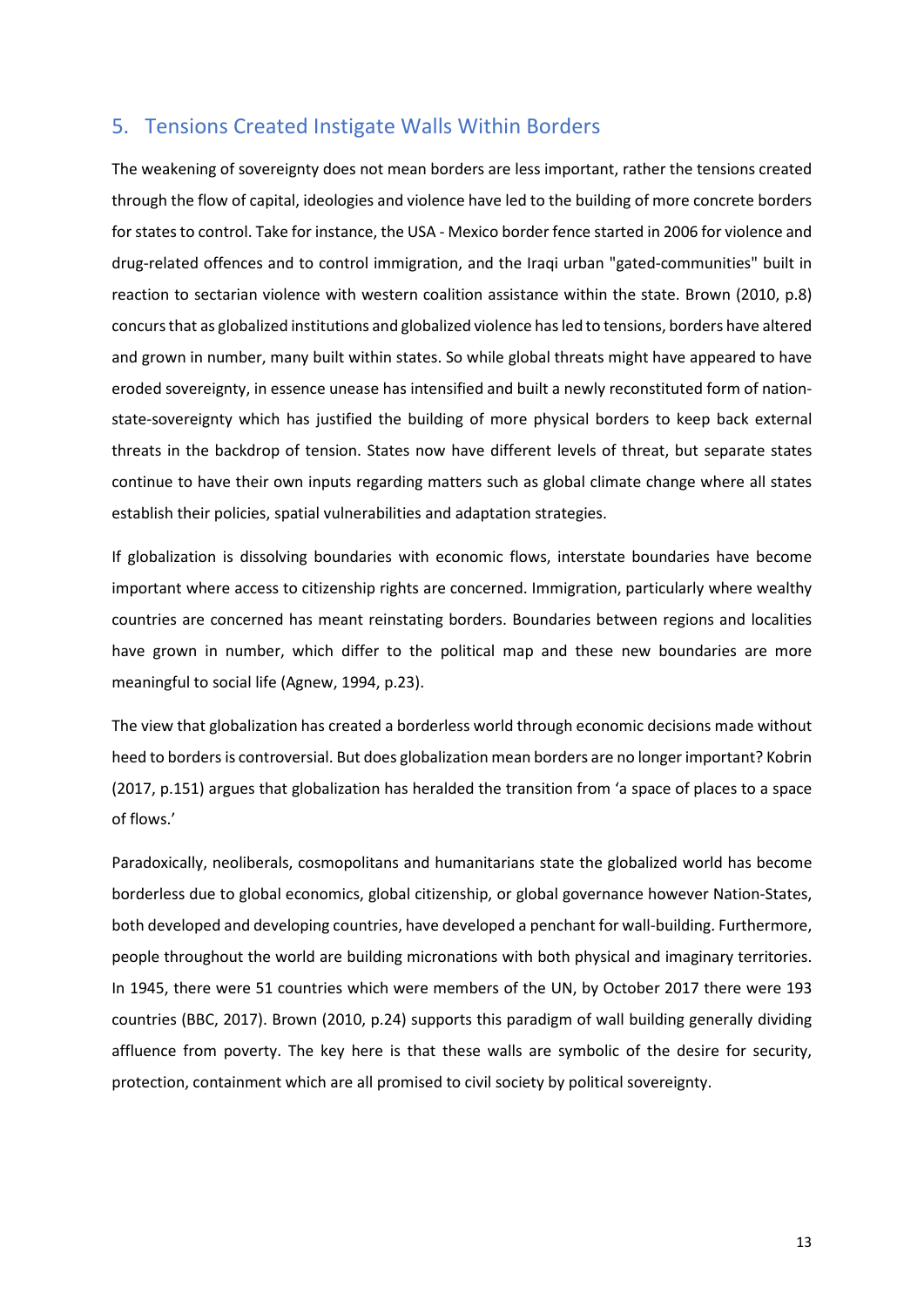## 5. Tensions Created Instigate Walls Within Borders

The weakening of sovereignty does not mean borders are less important, rather the tensions created through the flow of capital, ideologies and violence have led to the building of more concrete borders for states to control. Take for instance, the USA - Mexico border fence started in 2006 for violence and drug-related offences and to control immigration, and the Iraqi urban "gated-communities" built in reaction to sectarian violence with western coalition assistance within the state. Brown (2010, p.8) concurs that as globalized institutions and globalized violence has led to tensions, borders have altered and grown in number, many built within states. So while global threats might have appeared to have eroded sovereignty, in essence unease has intensified and built a newly reconstituted form of nation-state-sovereignty which has justified the building of more physical borders to keep back external threats in the backdrop of tension. States now have different levels of threat, but separate states continue to have their own inputs regarding matters such as global climate change where all states establish their policies, spatial vulnerabilities and adaptation strategies.

If globalization is dissolving boundaries with economic flows, interstate boundaries have become important where access to citizenship rights are concerned. Immigration, particularly where wealthy countries are concerned has meant reinstating borders. Boundaries between regions and localities have grown in number, which differ to the political map and these new boundaries are more meaningful to social life (Agnew, 1994, p.23).

The view that globalization has created a borderless world through economic decisions made without heed to borders is controversial. But does globalization mean borders are no longer important? Kobrin (2017, p.151) argues that globalization has heralded the transition from 'a space of places to a space of flows.'

Paradoxically, neoliberals, cosmopolitans and humanitarians state the globalized world has become borderless due to global economics, global citizenship, or global governance however Nation-States, both developed and developing countries, have developed a penchant for wall-building. Furthermore, people throughout the world are building micronations with both physical and imaginary territories. In 1945, there were 51 countries which were members of the UN, by October 2017 there were 193 countries (BBC, 2017). Brown (2010, p.24) supports this paradigm of wall building generally dividing affluence from poverty. The key here is that these walls are symbolic of the desire for security, protection, containment which are all promised to civil society by political sovereignty.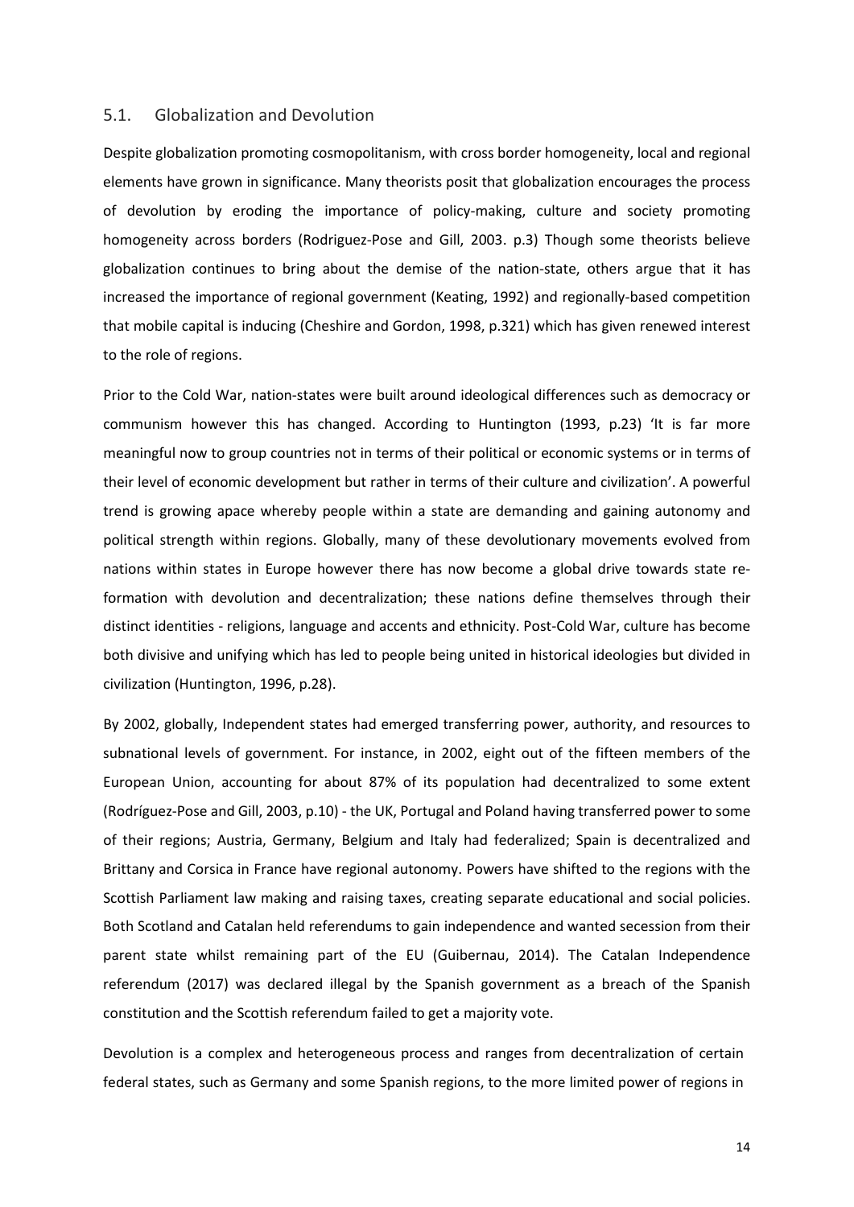## 5.1. Globalization and Devolution

Despite globalization promoting cosmopolitanism, with cross border homogeneity, local and regional elements have grown in significance. Many theorists posit that globalization encourages the process of devolution by eroding the importance of policy-making, culture and society promoting homogeneity across borders (Rodriguez-Pose and Gill, 2003. p.3) Though some theorists believe globalization continues to bring about the demise of the nation-state, others argue that it has increased the importance of regional government (Keating, 1992) and regionally-based competition that mobile capital is inducing (Cheshire and Gordon, 1998, p.321) which has given renewed interest to the role of regions.

Prior to the Cold War, nation-states were built around ideological differences such as democracy or communism however this has changed. According to Huntington (1993, p.23) 'It is far more meaningful now to group countries not in terms of their political or economic systems or in terms of their level of economic development but rather in terms of their culture and civilization'. A powerful trend is growing apace whereby people within a state are demanding and gaining autonomy and political strength within regions. Globally, many of these devolutionary movements evolved from nations within states in Europe however there has now become a global drive towards state re-formation with devolution and decentralization; these nations define themselves through their distinct identities - religions, language and accents and ethnicity. Post-Cold War, culture has become both divisive and unifying which has led to people being united in historical ideologies but divided in civilization (Huntington, 1996, p.28).

By 2002, globally, Independent states had emerged transferring power, authority, and resources to subnational levels of government. For instance, in 2002, eight out of the fifteen members of the European Union, accounting for about 87% of its population had decentralized to some extent (Rodríguez-Pose and Gill, 2003, p.10) - the UK, Portugal and Poland having transferred power to some of their regions; Austria, Germany, Belgium and Italy had federalized; Spain is decentralized and Brittany and Corsica in France have regional autonomy. Powers have shifted to the regions with the Scottish Parliament law making and raising taxes, creating separate educational and social policies. Both Scotland and Catalan held referendums to gain independence and wanted secession from their parent state whilst remaining part of the EU (Guibernau, 2014). The Catalan Independence referendum (2017) was declared illegal by the Spanish government as a breach of the Spanish constitution and the Scottish referendum failed to get a majority vote.

Devolution is a complex and heterogeneous process and ranges from decentralization of certain federal states, such as Germany and some Spanish regions, to the more limited power of regions in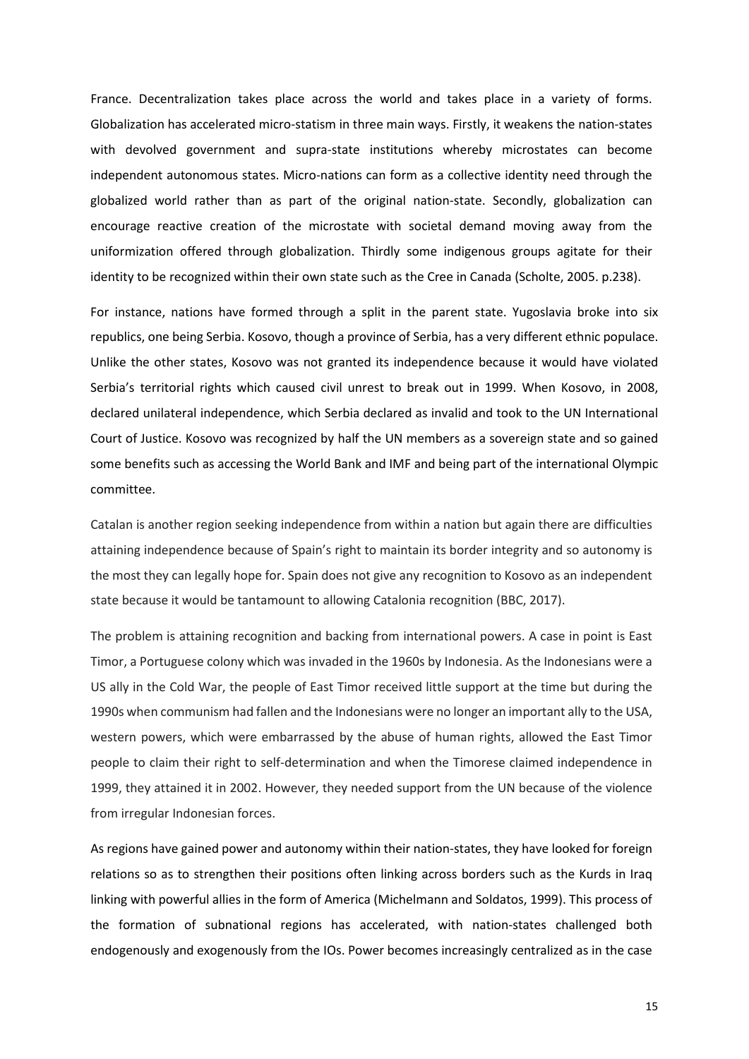France. Decentralization takes place across the world and takes place in a variety of forms. Globalization has accelerated micro-statism in three main ways. Firstly, it weakens the nation-states with devolved government and supra-state institutions whereby microstates can become independent autonomous states. Micro-nations can form as a collective identity need through the globalized world rather than as part of the original nation-state. Secondly, globalization can encourage reactive creation of the microstate with societal demand moving away from the uniformization offered through globalization. Thirdly some indigenous groups agitate for their identity to be recognized within their own state such as the Cree in Canada (Scholte, 2005. p.238).

For instance, nations have formed through a split in the parent state. Yugoslavia broke into six republics, one being Serbia. Kosovo, though a province of Serbia, has a very different ethnic populace. Unlike the other states, Kosovo was not granted its independence because it would have violated Serbia's territorial rights which caused civil unrest to break out in 1999. When Kosovo, in 2008, declared unilateral independence, which Serbia declared as invalid and took to the UN International Court of Justice. Kosovo was recognized by half the UN members as a sovereign state and so gained some benefits such as accessing the World Bank and IMF and being part of the international Olympic committee.

Catalan is another region seeking independence from within a nation but again there are difficulties attaining independence because of Spain's right to maintain its border integrity and so autonomy is the most they can legally hope for. Spain does not give any recognition to Kosovo as an independent state because it would be tantamount to allowing Catalonia recognition (BBC, 2017).

The problem is attaining recognition and backing from international powers. A case in point is East Timor, a Portuguese colony which was invaded in the 1960s by Indonesia. As the Indonesians were a US ally in the Cold War, the people of East Timor received little support at the time but during the 1990s when communism had fallen and the Indonesians were no longer an important ally to the USA, western powers, which were embarrassed by the abuse of human rights, allowed the East Timor people to claim their right to self-determination and when the Timorese claimed independence in 1999, they attained it in 2002. However, they needed support from the UN because of the violence from irregular Indonesian forces.

As regions have gained power and autonomy within their nation-states, they have looked for foreign relations so as to strengthen their positions often linking across borders such as the Kurds in Iraq linking with powerful allies in the form of America (Michelmann and Soldatos, 1999). This process of the formation of subnational regions has accelerated, with nation-states challenged both endogenously and exogenously from the IOs. Power becomes increasingly centralized as in the case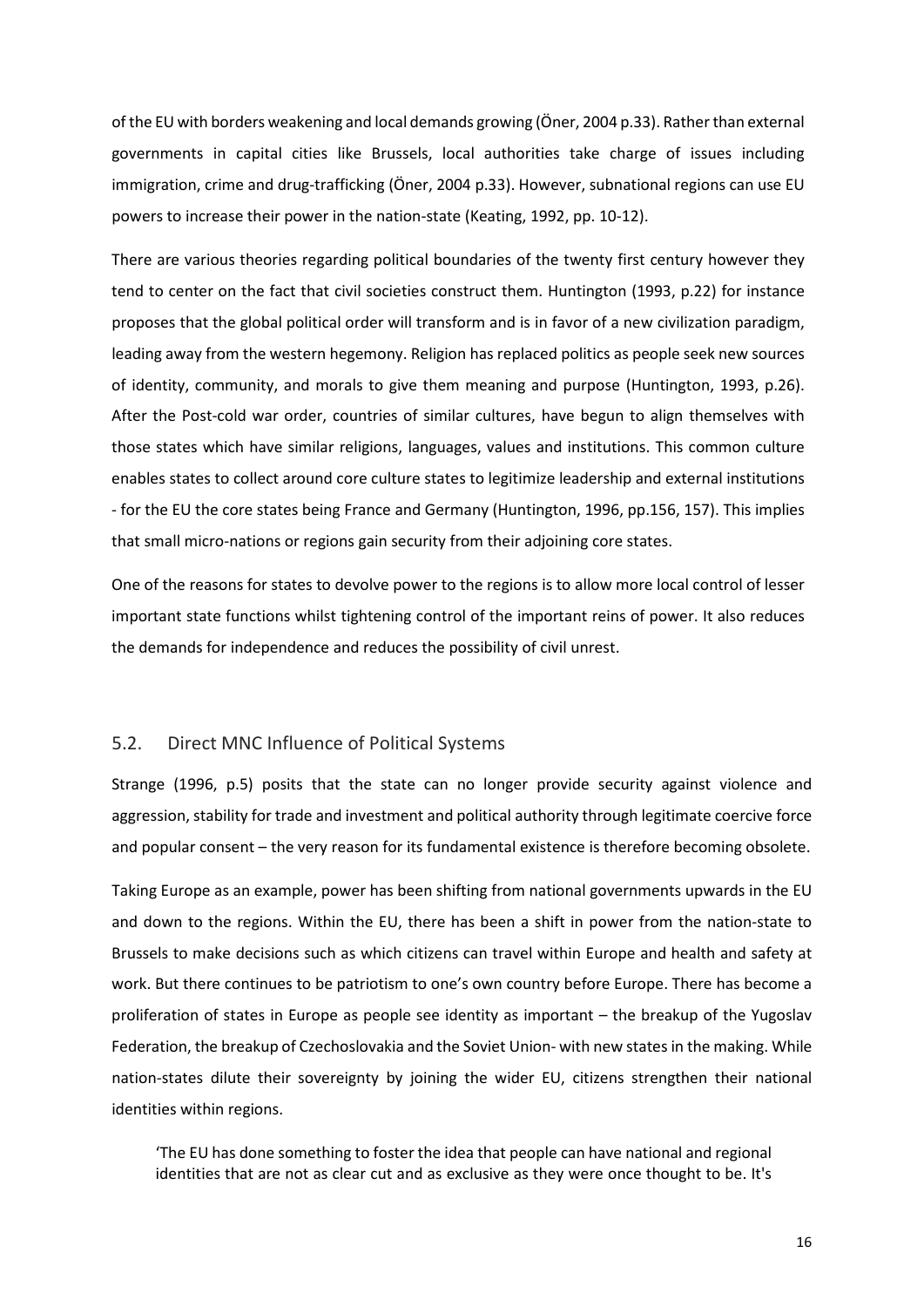of the EU with borders weakening and local demands growing (Öner, 2004 p.33). Rather than external governments in capital cities like Brussels, local authorities take charge of issues including immigration, crime and drug-trafficking (Öner, 2004 p.33). However, subnational regions can use EU powers to increase their power in the nation-state (Keating, 1992, pp. 10-12).

There are various theories regarding political boundaries of the twenty first century however they tend to center on the fact that civil societies construct them. Huntington (1993, p.22) for instance proposes that the global political order will transform and is in favor of a new civilization paradigm, leading away from the western hegemony. Religion has replaced politics as people seek new sources of identity, community, and morals to give them meaning and purpose (Huntington, 1993, p.26). After the Post-cold war order, countries of similar cultures, have begun to align themselves with those states which have similar religions, languages, values and institutions. This common culture enables states to collect around core culture states to legitimize leadership and external institutions - for the EU the core states being France and Germany (Huntington, 1996, pp.156, 157). This implies that small micro-nations or regions gain security from their adjoining core states.

One of the reasons for states to devolve power to the regions is to allow more local control of lesser important state functions whilst tightening control of the important reins of power. It also reduces the demands for independence and reduces the possibility of civil unrest.

## 5.2. Direct MNC Influence of Political Systems

Strange (1996, p.5) posits that the state can no longer provide security against violence and aggression, stability for trade and investment and political authority through legitimate coercive force and popular consent – the very reason for its fundamental existence is therefore becoming obsolete.

Taking Europe as an example, power has been shifting from national governments upwards in the EU and down to the regions. Within the EU, there has been a shift in power from the nation-state to Brussels to make decisions such as which citizens can travel within Europe and health and safety at work. But there continues to be patriotism to one's own country before Europe. There has become a proliferation of states in Europe as people see identity as important – the breakup of the Yugoslav Federation, the breakup of Czechoslovakia and the Soviet Union- with new states in the making. While nation-states dilute their sovereignty by joining the wider EU, citizens strengthen their national identities within regions.

> 'The EU has done something to foster the idea that people can have national and regional identities that are not as clear cut and as exclusive as they were once thought to be. It's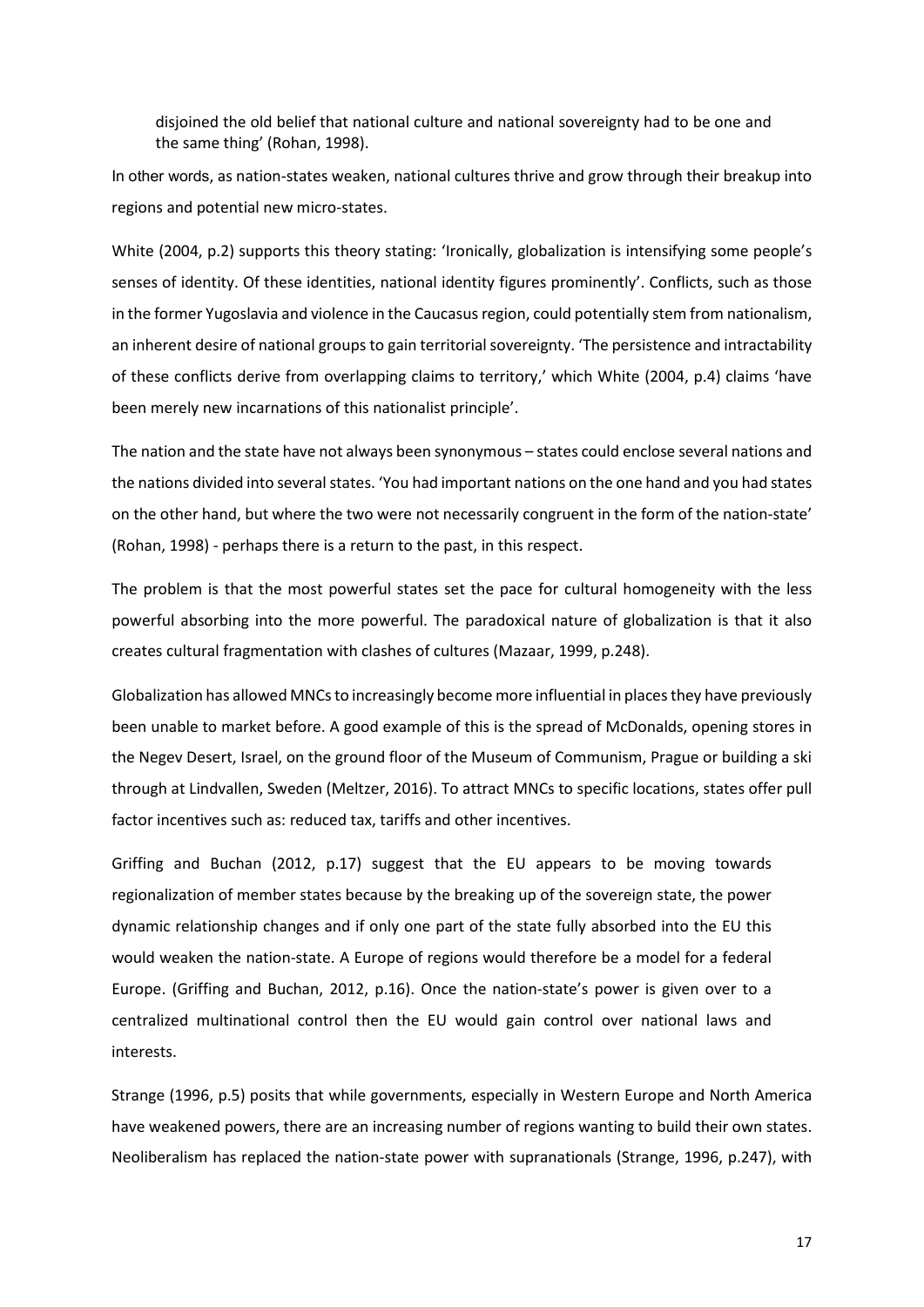disjoined the old belief that national culture and national sovereignty had to be one and the same thing' (Rohan, 1998).

In other words, as nation-states weaken, national cultures thrive and grow through their breakup into regions and potential new micro-states.

White (2004, p.2) supports this theory stating: 'Ironically, globalization is intensifying some people's senses of identity. Of these identities, national identity figures prominently'. Conflicts, such as those in the former Yugoslavia and violence in the Caucasus region, could potentially stem from nationalism, an inherent desire of national groups to gain territorial sovereignty. 'The persistence and intractability of these conflicts derive from overlapping claims to territory,' which White (2004, p.4) claims 'have been merely new incarnations of this nationalist principle'.

The nation and the state have not always been synonymous – states could enclose several nations and the nations divided into several states. 'You had important nations on the one hand and you had states on the other hand, but where the two were not necessarily congruent in the form of the nation-state' (Rohan, 1998) - perhaps there is a return to the past, in this respect.

The problem is that the most powerful states set the pace for cultural homogeneity with the less powerful absorbing into the more powerful. The paradoxical nature of globalization is that it also creates cultural fragmentation with clashes of cultures (Mazaar, 1999, p.248).

Globalization has allowed MNCs to increasingly become more influential in places they have previously been unable to market before. A good example of this is the spread of McDonalds, opening stores in the Negev Desert, Israel, on the ground floor of the Museum of Communism, Prague or building a ski through at Lindvallen, Sweden (Meltzer, 2016). To attract MNCs to specific locations, states offer pull factor incentives such as: reduced tax, tariffs and other incentives.

Griffing and Buchan (2012, p.17) suggest that the EU appears to be moving towards regionalization of member states because by the breaking up of the sovereign state, the power dynamic relationship changes and if only one part of the state fully absorbed into the EU this would weaken the nation-state. A Europe of regions would therefore be a model for a federal Europe. (Griffing and Buchan, 2012, p.16). Once the nation-state's power is given over to a centralized multinational control then the EU would gain control over national laws and interests.

Strange (1996, p.5) posits that while governments, especially in Western Europe and North America have weakened powers, there are an increasing number of regions wanting to build their own states. Neoliberalism has replaced the nation-state power with supranationals (Strange, 1996, p.247), with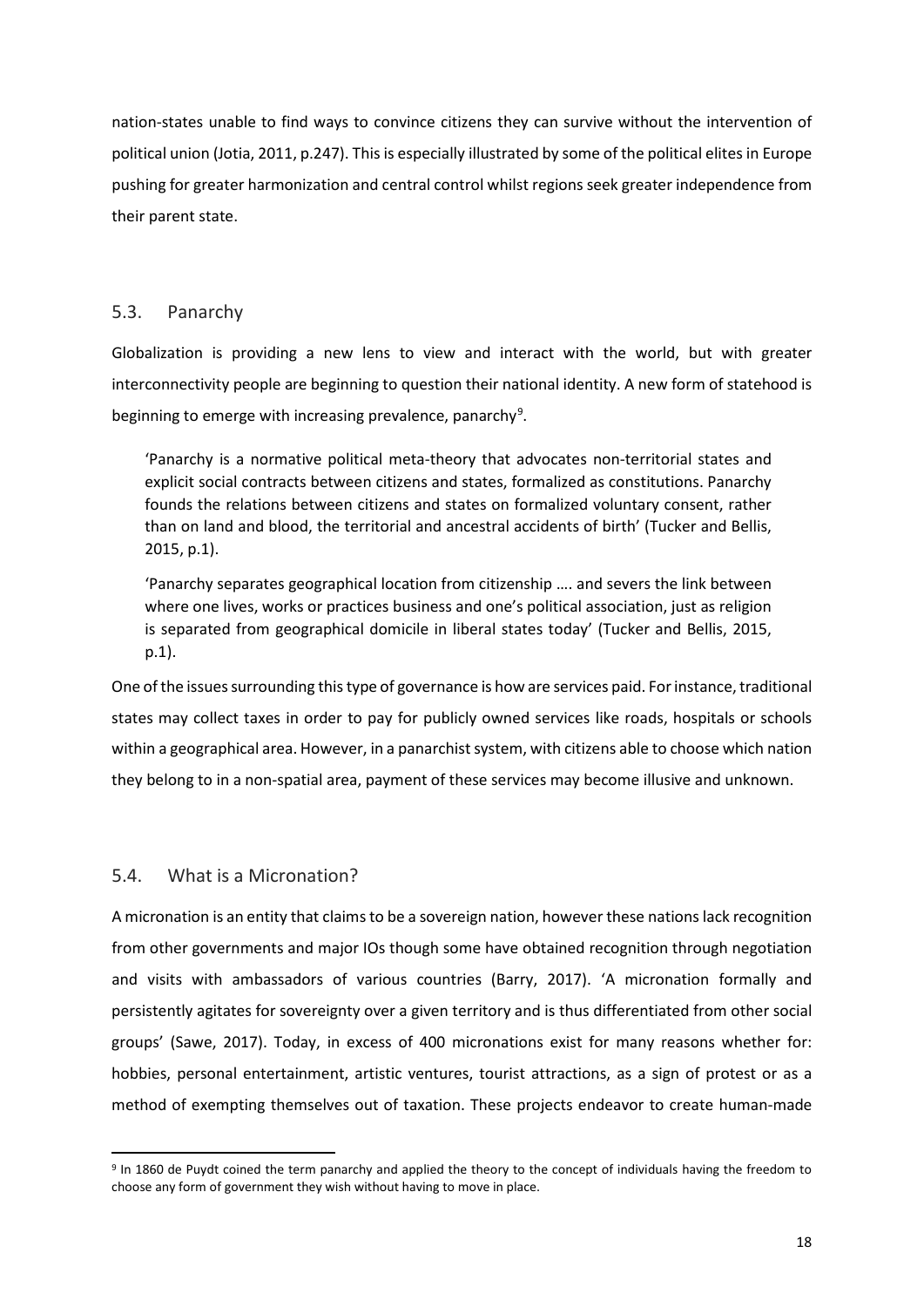nation-states unable to find ways to convince citizens they can survive without the intervention of political union (Jotia, 2011, p.247). This is especially illustrated by some of the political elites in Europe pushing for greater harmonization and central control whilst regions seek greater independence from their parent state.

## 5.3. Panarchy

Globalization is providing a new lens to view and interact with the world, but with greater interconnectivity people are beginning to question their national identity. A new form of statehood is beginning to emerge with increasing prevalence, panarchy[9].

> 'Panarchy is a normative political meta-theory that advocates non-territorial states and explicit social contracts between citizens and states, formalized as constitutions. Panarchy founds the relations between citizens and states on formalized voluntary consent, rather than on land and blood, the territorial and ancestral accidents of birth' (Tucker and Bellis, 2015, p.1).

> 'Panarchy separates geographical location from citizenship …. and severs the link between where one lives, works or practices business and one's political association, just as religion is separated from geographical domicile in liberal states today' (Tucker and Bellis, 2015, p.1).

One of the issues surrounding this type of governance is how are services paid. For instance, traditional states may collect taxes in order to pay for publicly owned services like roads, hospitals or schools within a geographical area. However, in a panarchist system, with citizens able to choose which nation they belong to in a non-spatial area, payment of these services may become illusive and unknown.

## 5.4. What is a Micronation?

A micronation is an entity that claims to be a sovereign nation, however these nations lack recognition from other governments and major IOs though some have obtained recognition through negotiation and visits with ambassadors of various countries (Barry, 2017). 'A micronation formally and persistently agitates for sovereignty over a given territory and is thus differentiated from other social groups' (Sawe, 2017). Today, in excess of 400 micronations exist for many reasons whether for: hobbies, personal entertainment, artistic ventures, tourist attractions, as a sign of protest or as a method of exempting themselves out of taxation. These projects endeavor to create human-made

---

[9] In 1860 de Puydt coined the term panarchy and applied the theory to the concept of individuals having the freedom to choose any form of government they wish without having to move in place.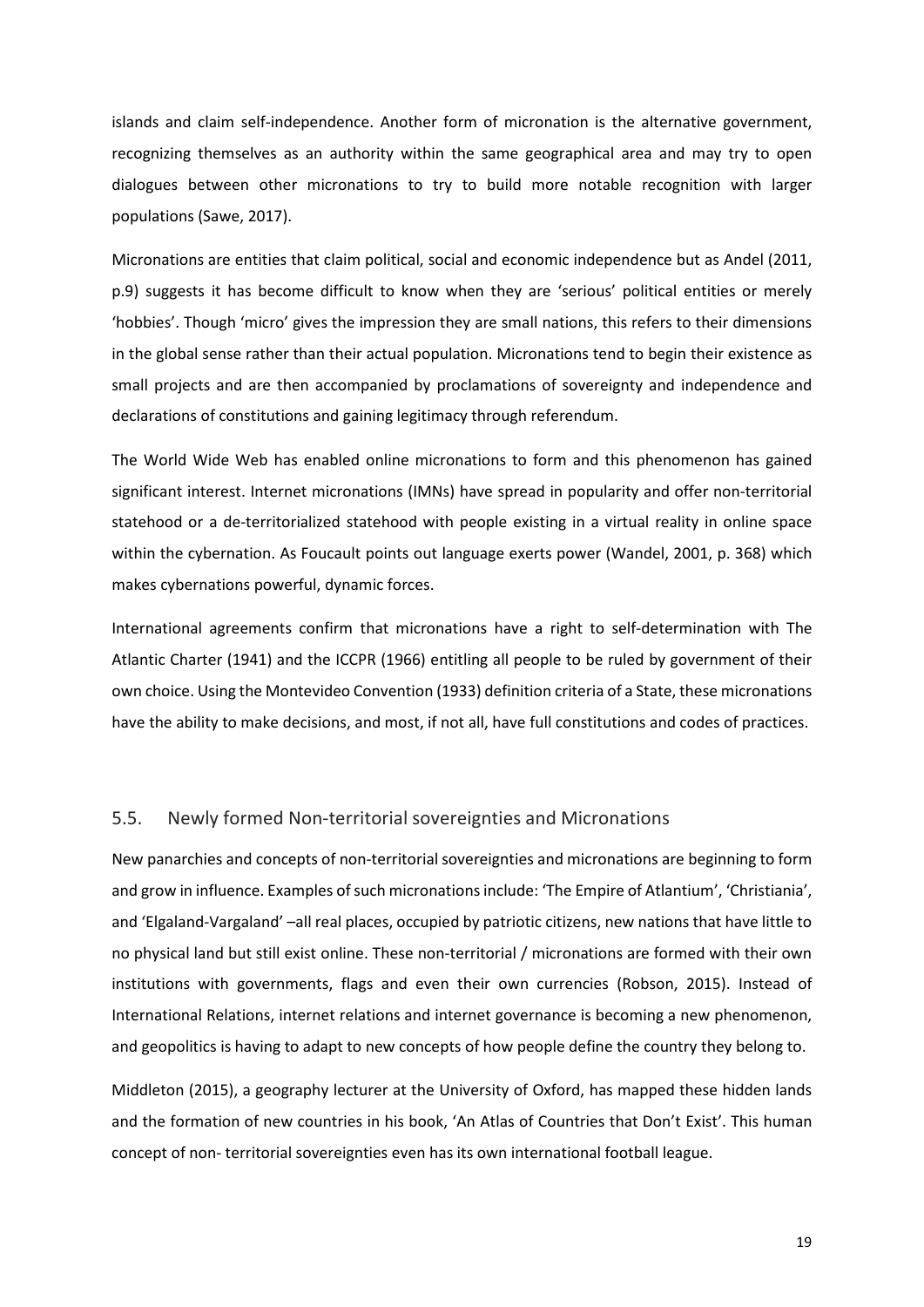islands and claim self-independence. Another form of micronation is the alternative government, recognizing themselves as an authority within the same geographical area and may try to open dialogues between other micronations to try to build more notable recognition with larger populations (Sawe, 2017).

Micronations are entities that claim political, social and economic independence but as Andel (2011, p.9) suggests it has become difficult to know when they are 'serious' political entities or merely 'hobbies'. Though 'micro' gives the impression they are small nations, this refers to their dimensions in the global sense rather than their actual population. Micronations tend to begin their existence as small projects and are then accompanied by proclamations of sovereignty and independence and declarations of constitutions and gaining legitimacy through referendum.

The World Wide Web has enabled online micronations to form and this phenomenon has gained significant interest. Internet micronations (IMNs) have spread in popularity and offer non-territorial statehood or a de-territorialized statehood with people existing in a virtual reality in online space within the cybernation. As Foucault points out language exerts power (Wandel, 2001, p. 368) which makes cybernations powerful, dynamic forces.

International agreements confirm that micronations have a right to self-determination with The Atlantic Charter (1941) and the ICCPR (1966) entitling all people to be ruled by government of their own choice. Using the Montevideo Convention (1933) definition criteria of a State, these micronations have the ability to make decisions, and most, if not all, have full constitutions and codes of practices.

## 5.5. Newly formed Non-territorial sovereignties and Micronations

New panarchies and concepts of non-territorial sovereignties and micronations are beginning to form and grow in influence. Examples of such micronations include: 'The Empire of Atlantium', 'Christiania', and 'Elgaland-Vargaland' –all real places, occupied by patriotic citizens, new nations that have little to no physical land but still exist online. These non-territorial / micronations are formed with their own institutions with governments, flags and even their own currencies (Robson, 2015). Instead of International Relations, internet relations and internet governance is becoming a new phenomenon, and geopolitics is having to adapt to new concepts of how people define the country they belong to.

Middleton (2015), a geography lecturer at the University of Oxford, has mapped these hidden lands and the formation of new countries in his book, 'An Atlas of Countries that Don't Exist'. This human concept of non- territorial sovereignties even has its own international football league.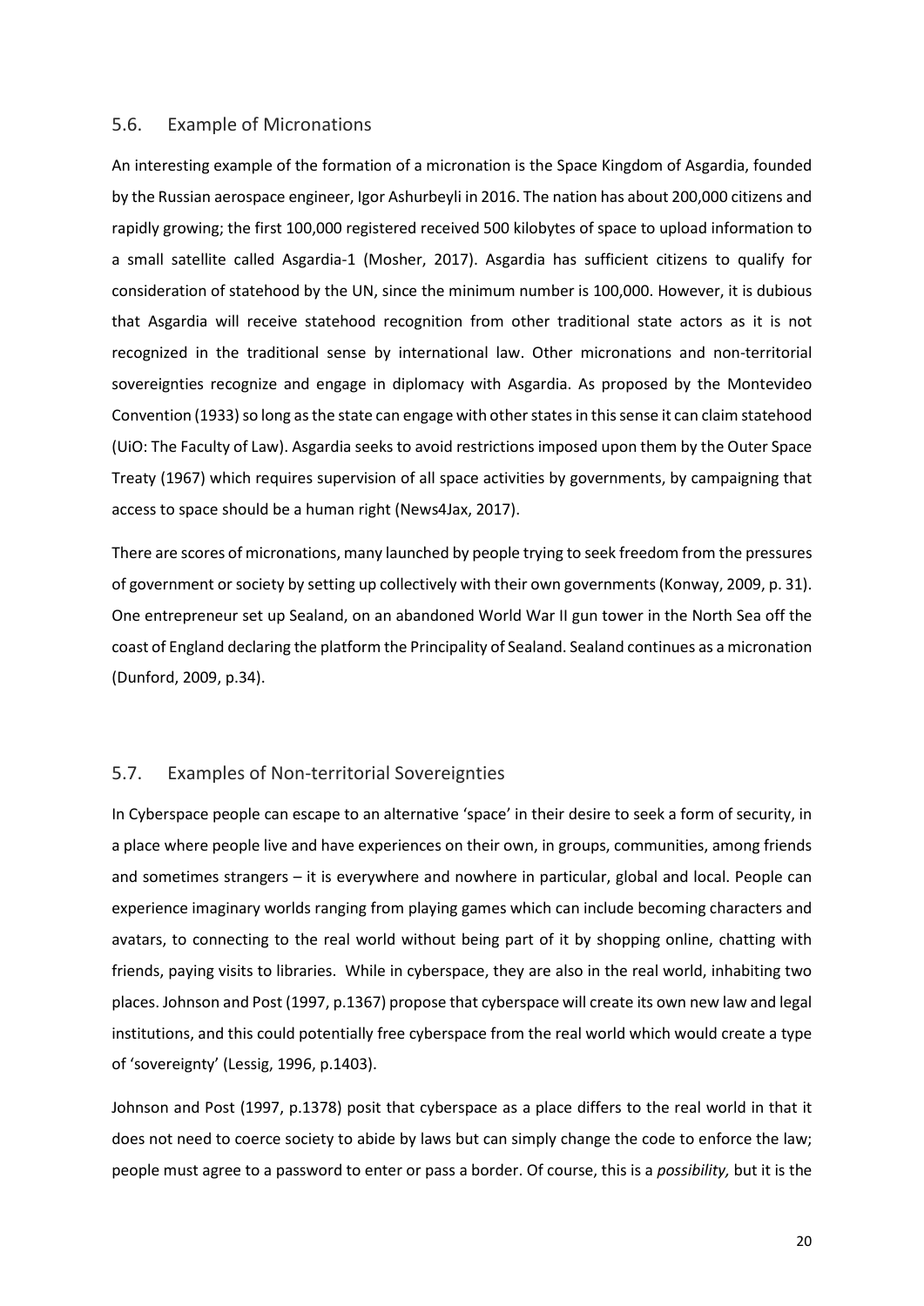## 5.6. Example of Micronations

An interesting example of the formation of a micronation is the Space Kingdom of Asgardia, founded by the Russian aerospace engineer, Igor Ashurbeyli in 2016. The nation has about 200,000 citizens and rapidly growing; the first 100,000 registered received 500 kilobytes of space to upload information to a small satellite called Asgardia-1 (Mosher, 2017). Asgardia has sufficient citizens to qualify for consideration of statehood by the UN, since the minimum number is 100,000. However, it is dubious that Asgardia will receive statehood recognition from other traditional state actors as it is not recognized in the traditional sense by international law. Other micronations and non-territorial sovereignties recognize and engage in diplomacy with Asgardia. As proposed by the Montevideo Convention (1933) so long as the state can engage with other states in this sense it can claim statehood (UiO: The Faculty of Law). Asgardia seeks to avoid restrictions imposed upon them by the Outer Space Treaty (1967) which requires supervision of all space activities by governments, by campaigning that access to space should be a human right (News4Jax, 2017).

There are scores of micronations, many launched by people trying to seek freedom from the pressures of government or society by setting up collectively with their own governments (Konway, 2009, p. 31). One entrepreneur set up Sealand, on an abandoned World War II gun tower in the North Sea off the coast of England declaring the platform the Principality of Sealand. Sealand continues as a micronation (Dunford, 2009, p.34).

## 5.7. Examples of Non-territorial Sovereignties

In Cyberspace people can escape to an alternative 'space' in their desire to seek a form of security, in a place where people live and have experiences on their own, in groups, communities, among friends and sometimes strangers – it is everywhere and nowhere in particular, global and local. People can experience imaginary worlds ranging from playing games which can include becoming characters and avatars, to connecting to the real world without being part of it by shopping online, chatting with friends, paying visits to libraries. While in cyberspace, they are also in the real world, inhabiting two places. Johnson and Post (1997, p.1367) propose that cyberspace will create its own new law and legal institutions, and this could potentially free cyberspace from the real world which would create a type of 'sovereignty' (Lessig, 1996, p.1403).

Johnson and Post (1997, p.1378) posit that cyberspace as a place differs to the real world in that it does not need to coerce society to abide by laws but can simply change the code to enforce the law; people must agree to a password to enter or pass a border. Of course, this is a *possibility,* but it is the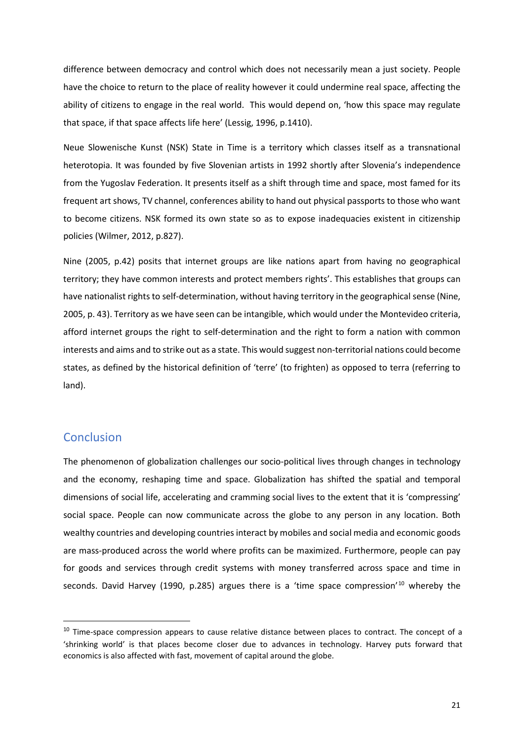difference between democracy and control which does not necessarily mean a just society. People have the choice to return to the place of reality however it could undermine real space, affecting the ability of citizens to engage in the real world. This would depend on, 'how this space may regulate that space, if that space affects life here' (Lessig, 1996, p.1410).

Neue Slowenische Kunst (NSK) State in Time is a territory which classes itself as a transnational heterotopia. It was founded by five Slovenian artists in 1992 shortly after Slovenia's independence from the Yugoslav Federation. It presents itself as a shift through time and space, most famed for its frequent art shows, TV channel, conferences ability to hand out physical passports to those who want to become citizens. NSK formed its own state so as to expose inadequacies existent in citizenship policies (Wilmer, 2012, p.827).

Nine (2005, p.42) posits that internet groups are like nations apart from having no geographical territory; they have common interests and protect members rights'. This establishes that groups can have nationalist rights to self-determination, without having territory in the geographical sense (Nine, 2005, p. 43). Territory as we have seen can be intangible, which would under the Montevideo criteria, afford internet groups the right to self-determination and the right to form a nation with common interests and aims and to strike out as a state. This would suggest non-territorial nations could become states, as defined by the historical definition of 'terre' (to frighten) as opposed to terra (referring to land).

## Conclusion

The phenomenon of globalization challenges our socio-political lives through changes in technology and the economy, reshaping time and space. Globalization has shifted the spatial and temporal dimensions of social life, accelerating and cramming social lives to the extent that it is 'compressing' social space. People can now communicate across the globe to any person in any location. Both wealthy countries and developing countries interact by mobiles and social media and economic goods are mass-produced across the world where profits can be maximized. Furthermore, people can pay for goods and services through credit systems with money transferred across space and time in seconds. David Harvey (1990, p.285) argues there is a 'time space compression'[10] whereby the

[10] Time-space compression appears to cause relative distance between places to contract. The concept of a 'shrinking world' is that places become closer due to advances in technology. Harvey puts forward that economics is also affected with fast, movement of capital around the globe.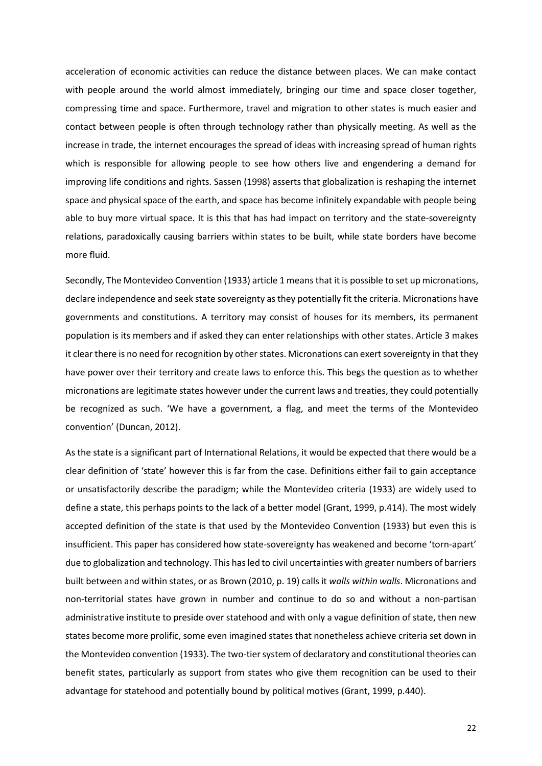acceleration of economic activities can reduce the distance between places. We can make contact with people around the world almost immediately, bringing our time and space closer together, compressing time and space. Furthermore, travel and migration to other states is much easier and contact between people is often through technology rather than physically meeting. As well as the increase in trade, the internet encourages the spread of ideas with increasing spread of human rights which is responsible for allowing people to see how others live and engendering a demand for improving life conditions and rights. Sassen (1998) asserts that globalization is reshaping the internet space and physical space of the earth, and space has become infinitely expandable with people being able to buy more virtual space. It is this that has had impact on territory and the state-sovereignty relations, paradoxically causing barriers within states to be built, while state borders have become more fluid.

Secondly, The Montevideo Convention (1933) article 1 means that it is possible to set up micronations, declare independence and seek state sovereignty as they potentially fit the criteria. Micronations have governments and constitutions. A territory may consist of houses for its members, its permanent population is its members and if asked they can enter relationships with other states. Article 3 makes it clear there is no need for recognition by other states. Micronations can exert sovereignty in that they have power over their territory and create laws to enforce this. This begs the question as to whether micronations are legitimate states however under the current laws and treaties, they could potentially be recognized as such. 'We have a government, a flag, and meet the terms of the Montevideo convention' (Duncan, 2012).

As the state is a significant part of International Relations, it would be expected that there would be a clear definition of 'state' however this is far from the case. Definitions either fail to gain acceptance or unsatisfactorily describe the paradigm; while the Montevideo criteria (1933) are widely used to define a state, this perhaps points to the lack of a better model (Grant, 1999, p.414). The most widely accepted definition of the state is that used by the Montevideo Convention (1933) but even this is insufficient. This paper has considered how state-sovereignty has weakened and become 'torn-apart' due to globalization and technology. This has led to civil uncertainties with greater numbers of barriers built between and within states, or as Brown (2010, p. 19) calls it *walls within walls*. Micronations and non-territorial states have grown in number and continue to do so and without a non-partisan administrative institute to preside over statehood and with only a vague definition of state, then new states become more prolific, some even imagined states that nonetheless achieve criteria set down in the Montevideo convention (1933). The two-tier system of declaratory and constitutional theories can benefit states, particularly as support from states who give them recognition can be used to their advantage for statehood and potentially bound by political motives (Grant, 1999, p.440).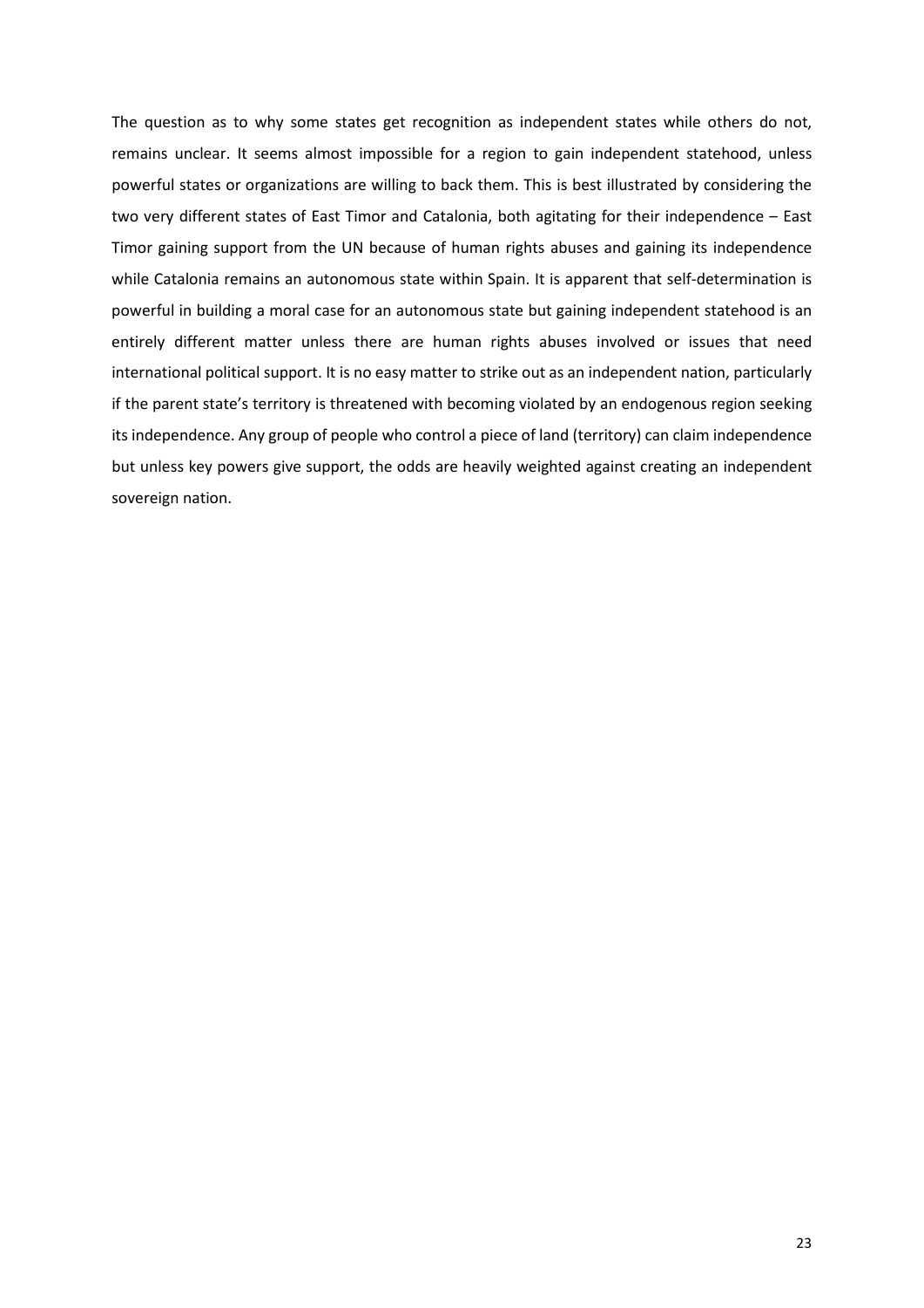The question as to why some states get recognition as independent states while others do not, remains unclear. It seems almost impossible for a region to gain independent statehood, unless powerful states or organizations are willing to back them. This is best illustrated by considering the two very different states of East Timor and Catalonia, both agitating for their independence – East Timor gaining support from the UN because of human rights abuses and gaining its independence while Catalonia remains an autonomous state within Spain. It is apparent that self-determination is powerful in building a moral case for an autonomous state but gaining independent statehood is an entirely different matter unless there are human rights abuses involved or issues that need international political support. It is no easy matter to strike out as an independent nation, particularly if the parent state's territory is threatened with becoming violated by an endogenous region seeking its independence. Any group of people who control a piece of land (territory) can claim independence but unless key powers give support, the odds are heavily weighted against creating an independent sovereign nation.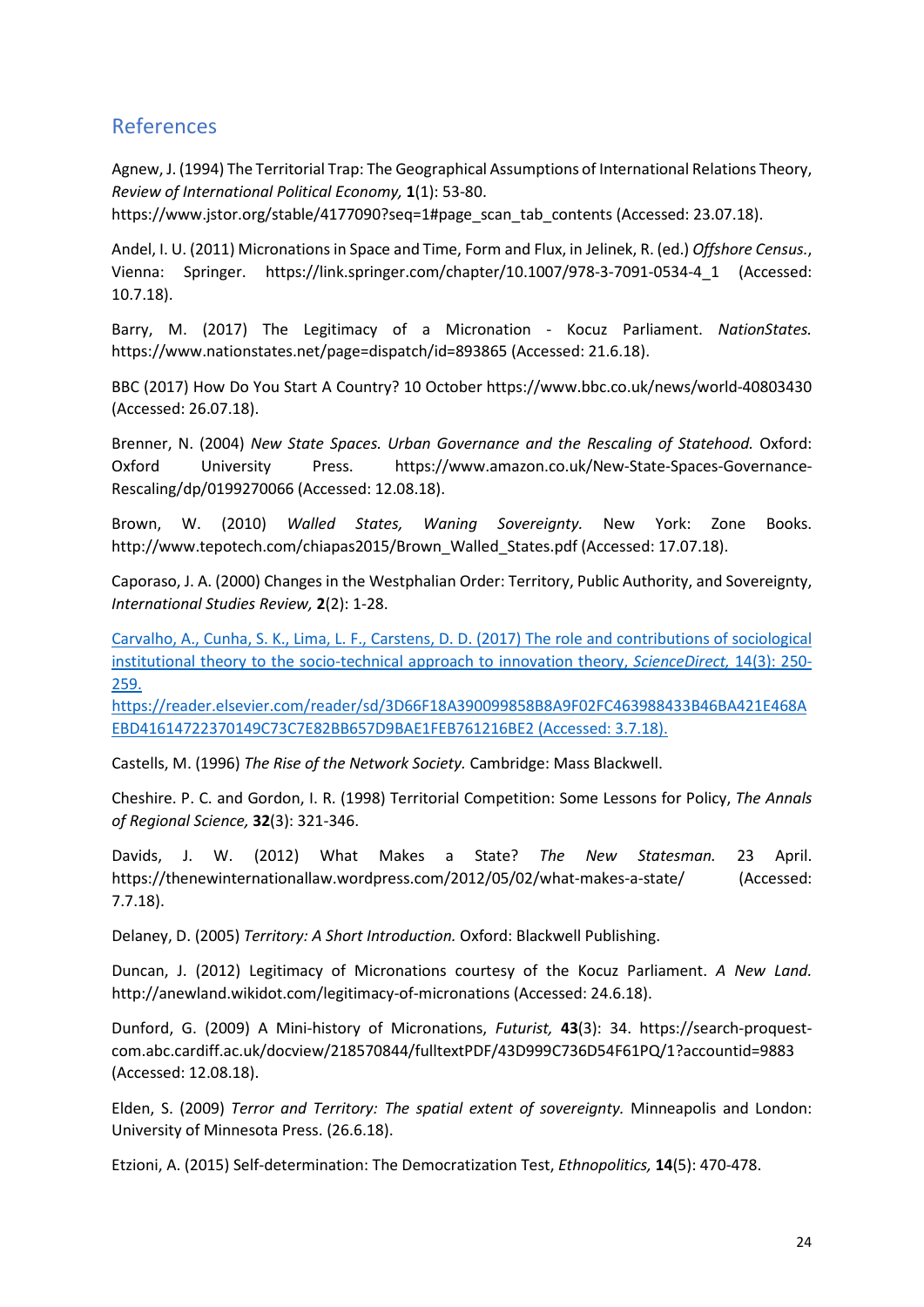## References

Agnew, J. (1994) The Territorial Trap: The Geographical Assumptions of International Relations Theory, *Review of International Political Economy,* **1**(1): 53-80. https://www.jstor.org/stable/4177090?seq=1#page_scan_tab_contents (Accessed: 23.07.18).

Andel, I. U. (2011) Micronations in Space and Time, Form and Flux, in Jelinek, R. (ed.) *Offshore Census.*, Vienna: Springer. https://link.springer.com/chapter/10.1007/978-3-7091-0534-4_1 (Accessed: 10.7.18).

Barry, M. (2017) The Legitimacy of a Micronation - Kocuz Parliament. *NationStates.* https://www.nationstates.net/page=dispatch/id=893865 (Accessed: 21.6.18).

BBC (2017) How Do You Start A Country? 10 October https://www.bbc.co.uk/news/world-40803430 (Accessed: 26.07.18).

Brenner, N. (2004) *New State Spaces. Urban Governance and the Rescaling of Statehood.* Oxford: Oxford University Press. https://www.amazon.co.uk/New-State-Spaces-Governance-Rescaling/dp/0199270066 (Accessed: 12.08.18).

Brown, W. (2010) *Walled States, Waning Sovereignty.* New York: Zone Books. http://www.tepotech.com/chiapas2015/Brown_Walled_States.pdf (Accessed: 17.07.18).

Caporaso, J. A. (2000) Changes in the Westphalian Order: Territory, Public Authority, and Sovereignty, *International Studies Review,* **2**(2): 1-28.

Carvalho, A., Cunha, S. K., Lima, L. F., Carstens, D. D. (2017) The role and contributions of sociological institutional theory to the socio-technical approach to innovation theory, *ScienceDirect,* 14(3): 250-259. https://reader.elsevier.com/reader/sd/3D66F18A390099858B8A9F02FC463988433B46BA421E468AEBD41614722370149C73C7E82BB657D9BAE1FEB761216BE2 (Accessed: 3.7.18).

Castells, M. (1996) *The Rise of the Network Society.* Cambridge: Mass Blackwell.

Cheshire. P. C. and Gordon, I. R. (1998) Territorial Competition: Some Lessons for Policy, *The Annals of Regional Science,* **32**(3): 321-346.

Davids, J. W. (2012) What Makes a State? *The New Statesman.* 23 April. https://thenewinternationallaw.wordpress.com/2012/05/02/what-makes-a-state/ (Accessed: 7.7.18).

Delaney, D. (2005) *Territory: A Short Introduction.* Oxford: Blackwell Publishing.

Duncan, J. (2012) Legitimacy of Micronations courtesy of the Kocuz Parliament. *A New Land.* http://anewland.wikidot.com/legitimacy-of-micronations (Accessed: 24.6.18).

Dunford, G. (2009) A Mini-history of Micronations, *Futurist,* **43**(3): 34. https://search-proquest-com.abc.cardiff.ac.uk/docview/218570844/fulltextPDF/43D999C736D54F61PQ/1?accountid=9883 (Accessed: 12.08.18).

Elden, S. (2009) *Terror and Territory: The spatial extent of sovereignty.* Minneapolis and London: University of Minnesota Press. (26.6.18).

Etzioni, A. (2015) Self-determination: The Democratization Test, *Ethnopolitics,* **14**(5): 470-478.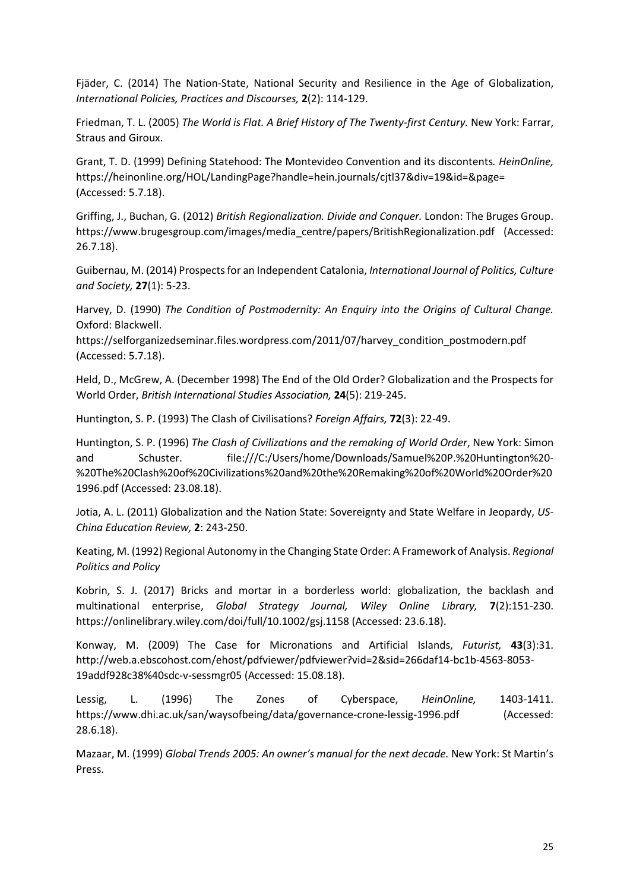Fjäder, C. (2014) The Nation-State, National Security and Resilience in the Age of Globalization, *International Policies, Practices and Discourses,* **2**(2): 114-129.

Friedman, T. L. (2005) *The World is Flat. A Brief History of The Twenty-first Century.* New York: Farrar, Straus and Giroux.

Grant, T. D. (1999) Defining Statehood: The Montevideo Convention and its discontents*. HeinOnline,* https://heinonline.org/HOL/LandingPage?handle=hein.journals/cjtl37&div=19&id=&page= (Accessed: 5.7.18).

Griffing, J., Buchan, G. (2012) *British Regionalization. Divide and Conquer.* London: The Bruges Group. https://www.brugesgroup.com/images/media_centre/papers/BritishRegionalization.pdf (Accessed: 26.7.18).

Guibernau, M. (2014) Prospects for an Independent Catalonia, *International Journal of Politics, Culture and Society,* **27**(1): 5-23.

Harvey, D. (1990) *The Condition of Postmodernity: An Enquiry into the Origins of Cultural Change.* Oxford: Blackwell.
https://selforganizedseminar.files.wordpress.com/2011/07/harvey_condition_postmodern.pdf (Accessed: 5.7.18).

Held, D., McGrew, A. (December 1998) The End of the Old Order? Globalization and the Prospects for World Order, *British International Studies Association,* **24**(5): 219-245.

Huntington, S. P. (1993) The Clash of Civilisations? *Foreign Affairs,* **72**(3): 22-49.

Huntington, S. P. (1996) *The Clash of Civilizations and the remaking of World Order*, New York: Simon and Schuster. file:///C:/Users/home/Downloads/Samuel%20P.%20Huntington%20-%20The%20Clash%20of%20Civilizations%20and%20the%20Remaking%20of%20World%20Order%201996.pdf (Accessed: 23.08.18).

Jotia, A. L. (2011) Globalization and the Nation State: Sovereignty and State Welfare in Jeopardy, *US-China Education Review,* **2**: 243-250.

Keating, M. (1992) Regional Autonomy in the Changing State Order: A Framework of Analysis. *Regional Politics and Policy*

Kobrin, S. J. (2017) Bricks and mortar in a borderless world: globalization, the backlash and multinational enterprise, *Global Strategy Journal, Wiley Online Library,* **7**(2):151-230. https://onlinelibrary.wiley.com/doi/full/10.1002/gsj.1158 (Accessed: 23.6.18).

Konway, M. (2009) The Case for Micronations and Artificial Islands, *Futurist,* **43**(3):31. http://web.a.ebscohost.com/ehost/pdfviewer/pdfviewer?vid=2&sid=266daf14-bc1b-4563-8053-19addf928c38%40sdc-v-sessmgr05 (Accessed: 15.08.18).

Lessig, L. (1996) The Zones of Cyberspace, *HeinOnline,* 1403-1411. https://www.dhi.ac.uk/san/waysofbeing/data/governance-crone-lessig-1996.pdf (Accessed: 28.6.18).

Mazaar, M. (1999) *Global Trends 2005: An owner's manual for the next decade.* New York: St Martin's Press.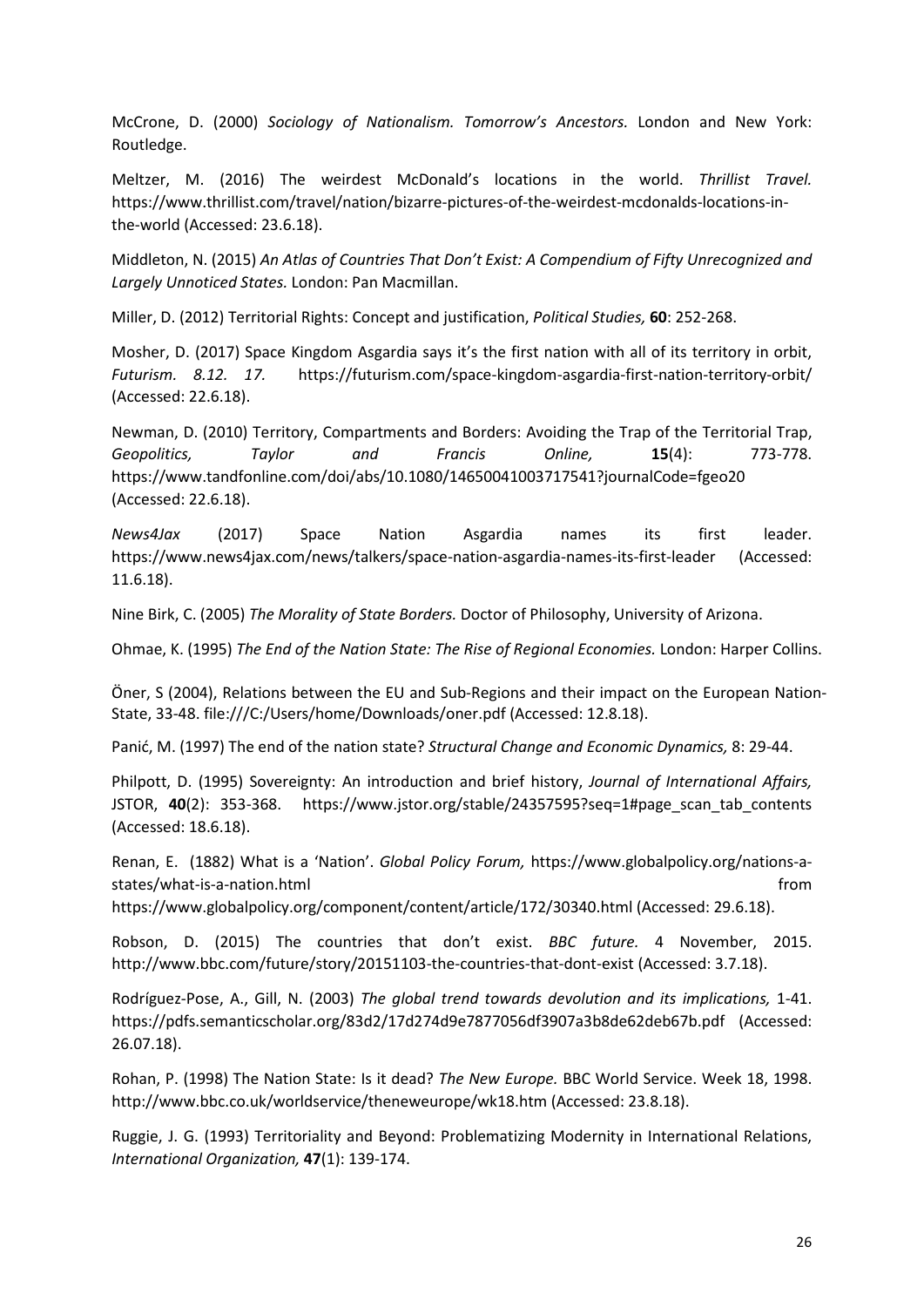McCrone, D. (2000) *Sociology of Nationalism. Tomorrow's Ancestors.* London and New York: Routledge.

Meltzer, M. (2016) The weirdest McDonald's locations in the world. *Thrillist Travel.* https://www.thrillist.com/travel/nation/bizarre-pictures-of-the-weirdest-mcdonalds-locations-in-the-world (Accessed: 23.6.18).

Middleton, N. (2015) *An Atlas of Countries That Don't Exist: A Compendium of Fifty Unrecognized and Largely Unnoticed States.* London: Pan Macmillan.

Miller, D. (2012) Territorial Rights: Concept and justification, *Political Studies,* **60**: 252-268.

Mosher, D. (2017) Space Kingdom Asgardia says it's the first nation with all of its territory in orbit, *Futurism. 8.12. 17.* https://futurism.com/space-kingdom-asgardia-first-nation-territory-orbit/ (Accessed: 22.6.18).

Newman, D. (2010) Territory, Compartments and Borders: Avoiding the Trap of the Territorial Trap, *Geopolitics, Taylor and Francis Online,* **15**(4): 773-778. https://www.tandfonline.com/doi/abs/10.1080/14650041003717541?journalCode=fgeo20 (Accessed: 22.6.18).

*News4Jax* (2017) Space Nation Asgardia names its first leader. https://www.news4jax.com/news/talkers/space-nation-asgardia-names-its-first-leader (Accessed: 11.6.18).

Nine Birk, C. (2005) *The Morality of State Borders.* Doctor of Philosophy, University of Arizona.

Ohmae, K. (1995) *The End of the Nation State: The Rise of Regional Economies.* London: Harper Collins.

Öner, S (2004), Relations between the EU and Sub-Regions and their impact on the European Nation-State, 33-48. file:///C:/Users/home/Downloads/oner.pdf (Accessed: 12.8.18).

Panić, M. (1997) The end of the nation state? *Structural Change and Economic Dynamics,* 8: 29-44.

Philpott, D. (1995) Sovereignty: An introduction and brief history, *Journal of International Affairs,* JSTOR, **40**(2): 353-368. https://www.jstor.org/stable/24357595?seq=1#page_scan_tab_contents (Accessed: 18.6.18).

Renan, E. (1882) What is a 'Nation'. *Global Policy Forum,* https://www.globalpolicy.org/nations-a-states/what-is-a-nation.html from https://www.globalpolicy.org/component/content/article/172/30340.html (Accessed: 29.6.18).

Robson, D. (2015) The countries that don't exist. *BBC future.* 4 November, 2015. http://www.bbc.com/future/story/20151103-the-countries-that-dont-exist (Accessed: 3.7.18).

Rodríguez-Pose, A., Gill, N. (2003) *The global trend towards devolution and its implications,* 1-41. https://pdfs.semanticscholar.org/83d2/17d274d9e7877056df3907a3b8de62deb67b.pdf (Accessed: 26.07.18).

Rohan, P. (1998) The Nation State: Is it dead? *The New Europe.* BBC World Service. Week 18, 1998. http://www.bbc.co.uk/worldservice/theneweurope/wk18.htm (Accessed: 23.8.18).

Ruggie, J. G. (1993) Territoriality and Beyond: Problematizing Modernity in International Relations, *International Organization,* **47**(1): 139-174.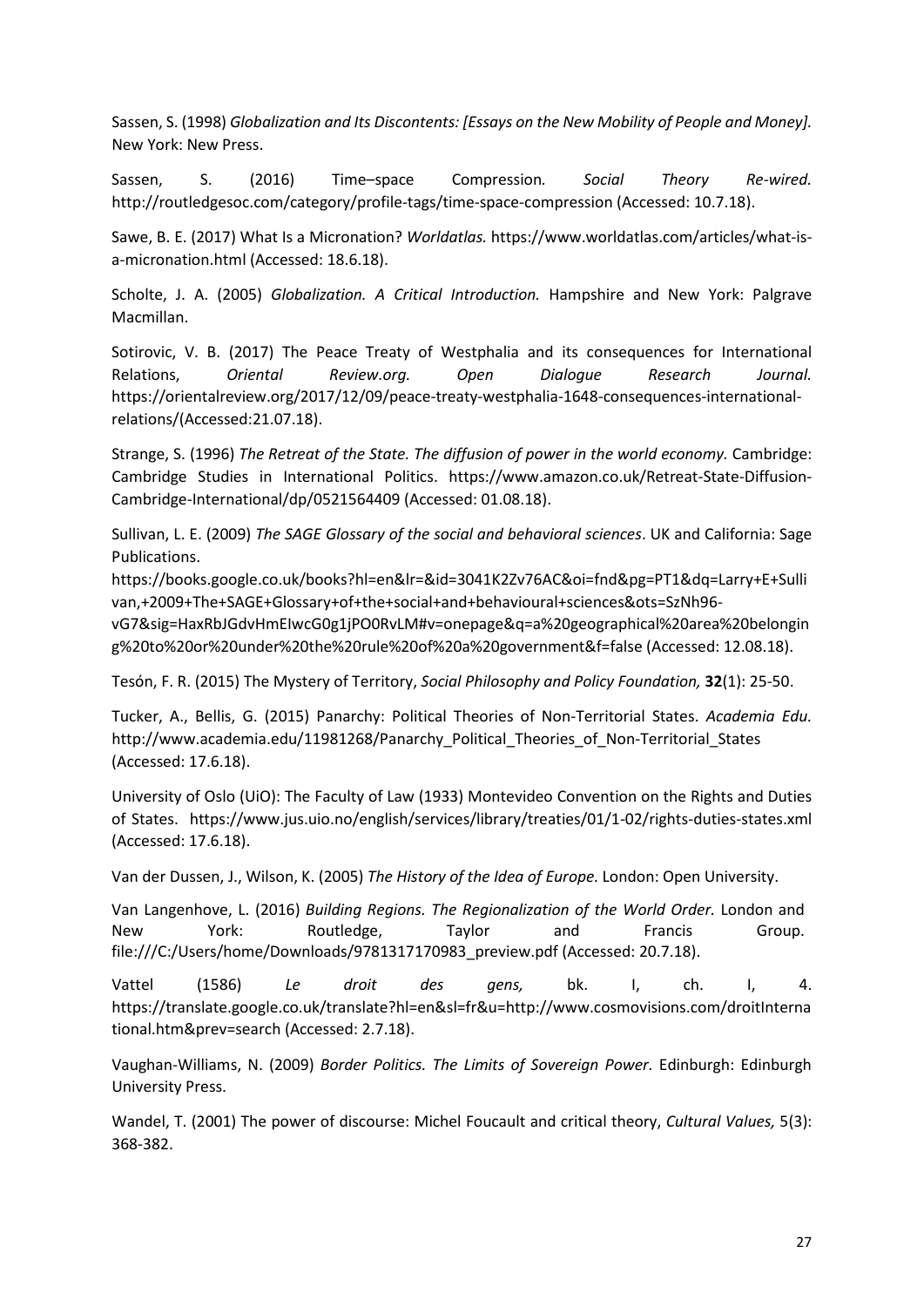Sassen, S. (1998) *Globalization and Its Discontents: [Essays on the New Mobility of People and Money].* New York: New Press.

Sassen, S. (2016) Time–space Compression*. Social Theory Re-wired.* http://routledgesoc.com/category/profile-tags/time-space-compression (Accessed: 10.7.18).

Sawe, B. E. (2017) What Is a Micronation? *Worldatlas.* https://www.worldatlas.com/articles/what-is-a-micronation.html (Accessed: 18.6.18).

Scholte, J. A. (2005) *Globalization. A Critical Introduction.* Hampshire and New York: Palgrave Macmillan.

Sotirovic, V. B. (2017) The Peace Treaty of Westphalia and its consequences for International Relations, *Oriental Review.org. Open Dialogue Research Journal.* https://orientalreview.org/2017/12/09/peace-treaty-westphalia-1648-consequences-international-relations/(Accessed:21.07.18).

Strange, S. (1996) *The Retreat of the State. The diffusion of power in the world economy.* Cambridge: Cambridge Studies in International Politics. https://www.amazon.co.uk/Retreat-State-Diffusion-Cambridge-International/dp/0521564409 (Accessed: 01.08.18).

Sullivan, L. E. (2009) *The SAGE Glossary of the social and behavioral sciences*. UK and California: Sage Publications.
https://books.google.co.uk/books?hl=en&lr=&id=3041K2Zv76AC&oi=fnd&pg=PT1&dq=Larry+E+Sullivan,+2009+The+SAGE+Glossary+of+the+social+and+behavioural+sciences&ots=SzNh96-vG7&sig=HaxRbJGdvHmEIwcG0g1jPO0RvLM#v=onepage&q=a%20geographical%20area%20belonging%20to%20or%20under%20the%20rule%20of%20a%20government&f=false (Accessed: 12.08.18).

Tesón, F. R. (2015) The Mystery of Territory, *Social Philosophy and Policy Foundation,* **32**(1): 25-50.

Tucker, A., Bellis, G. (2015) Panarchy: Political Theories of Non-Territorial States. *Academia Edu.* http://www.academia.edu/11981268/Panarchy_Political_Theories_of_Non-Territorial_States (Accessed: 17.6.18).

University of Oslo (UiO): The Faculty of Law (1933) Montevideo Convention on the Rights and Duties of States. https://www.jus.uio.no/english/services/library/treaties/01/1-02/rights-duties-states.xml (Accessed: 17.6.18).

Van der Dussen, J., Wilson, K. (2005) *The History of the Idea of Europe.* London: Open University.

Van Langenhove, L. (2016) *Building Regions. The Regionalization of the World Order.* London and New York: Routledge, Taylor and Francis Group. file:///C:/Users/home/Downloads/9781317170983_preview.pdf (Accessed: 20.7.18).

Vattel (1586) *Le droit des gens,* bk. I, ch. I, 4. https://translate.google.co.uk/translate?hl=en&sl=fr&u=http://www.cosmovisions.com/droitInternational.htm&prev=search (Accessed: 2.7.18).

Vaughan-Williams, N. (2009) *Border Politics. The Limits of Sovereign Power.* Edinburgh: Edinburgh University Press.

Wandel, T. (2001) The power of discourse: Michel Foucault and critical theory, *Cultural Values,* 5(3): 368-382.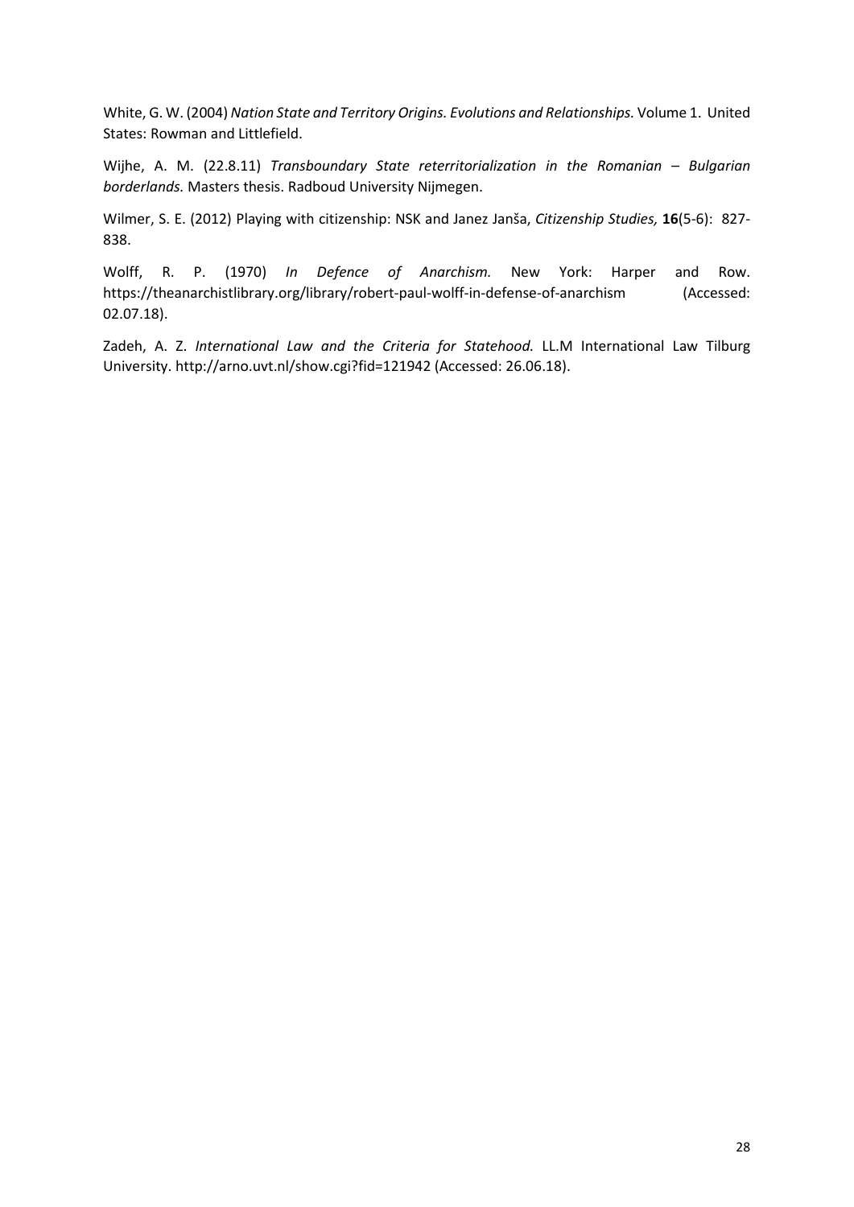White, G. W. (2004) *Nation State and Territory Origins. Evolutions and Relationships.* Volume 1. United States: Rowman and Littlefield.

Wijhe, A. M. (22.8.11) *Transboundary State reterritorialization in the Romanian – Bulgarian borderlands.* Masters thesis. Radboud University Nijmegen.

Wilmer, S. E. (2012) Playing with citizenship: NSK and Janez Janša, *Citizenship Studies,* **16**(5-6): 827-838.

Wolff, R. P. (1970) *In Defence of Anarchism.* New York: Harper and Row. https://theanarchistlibrary.org/library/robert-paul-wolff-in-defense-of-anarchism (Accessed: 02.07.18).

Zadeh, A. Z. *International Law and the Criteria for Statehood.* LL.M International Law Tilburg University. http://arno.uvt.nl/show.cgi?fid=121942 (Accessed: 26.06.18).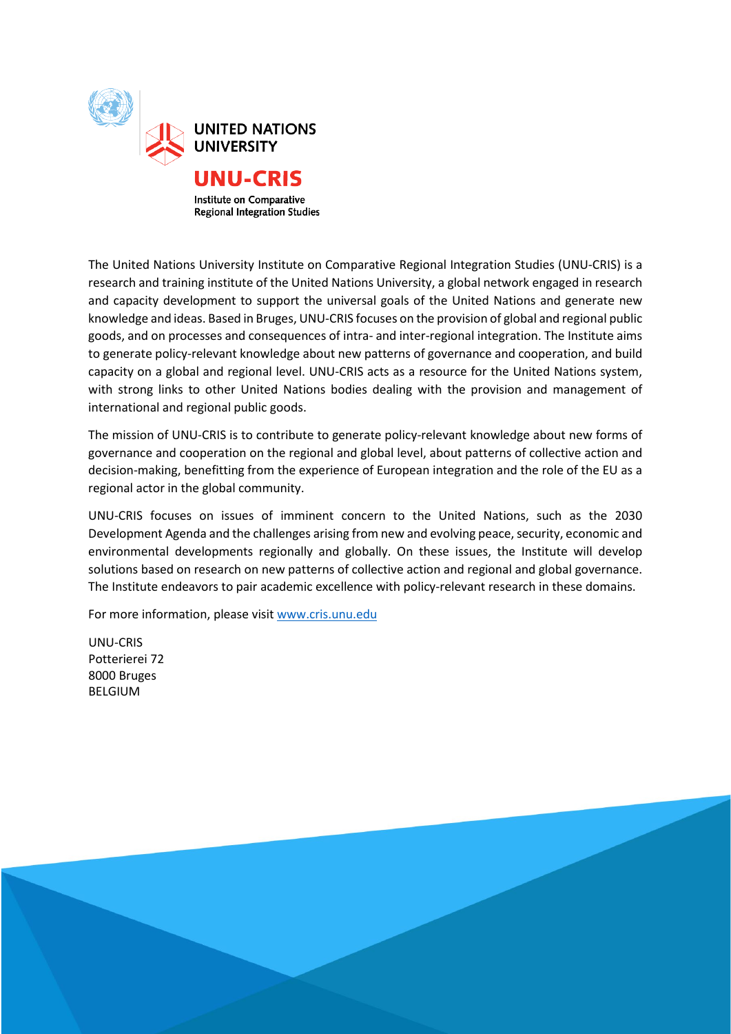UNITED NATIONS UNIVERSITY

UNU-CRIS

Institute on Comparative Regional Integration Studies

The United Nations University Institute on Comparative Regional Integration Studies (UNU-CRIS) is a research and training institute of the United Nations University, a global network engaged in research and capacity development to support the universal goals of the United Nations and generate new knowledge and ideas. Based in Bruges, UNU-CRIS focuses on the provision of global and regional public goods, and on processes and consequences of intra- and inter-regional integration. The Institute aims to generate policy-relevant knowledge about new patterns of governance and cooperation, and build capacity on a global and regional level. UNU-CRIS acts as a resource for the United Nations system, with strong links to other United Nations bodies dealing with the provision and management of international and regional public goods.

The mission of UNU-CRIS is to contribute to generate policy-relevant knowledge about new forms of governance and cooperation on the regional and global level, about patterns of collective action and decision-making, benefitting from the experience of European integration and the role of the EU as a regional actor in the global community.

UNU-CRIS focuses on issues of imminent concern to the United Nations, such as the 2030 Development Agenda and the challenges arising from new and evolving peace, security, economic and environmental developments regionally and globally. On these issues, the Institute will develop solutions based on research on new patterns of collective action and regional and global governance. The Institute endeavors to pair academic excellence with policy-relevant research in these domains.

For more information, please visit [www.cris.unu.edu](http://www.cris.unu.edu)

UNU-CRIS
Potterierei 72
8000 Bruges
BELGIUM